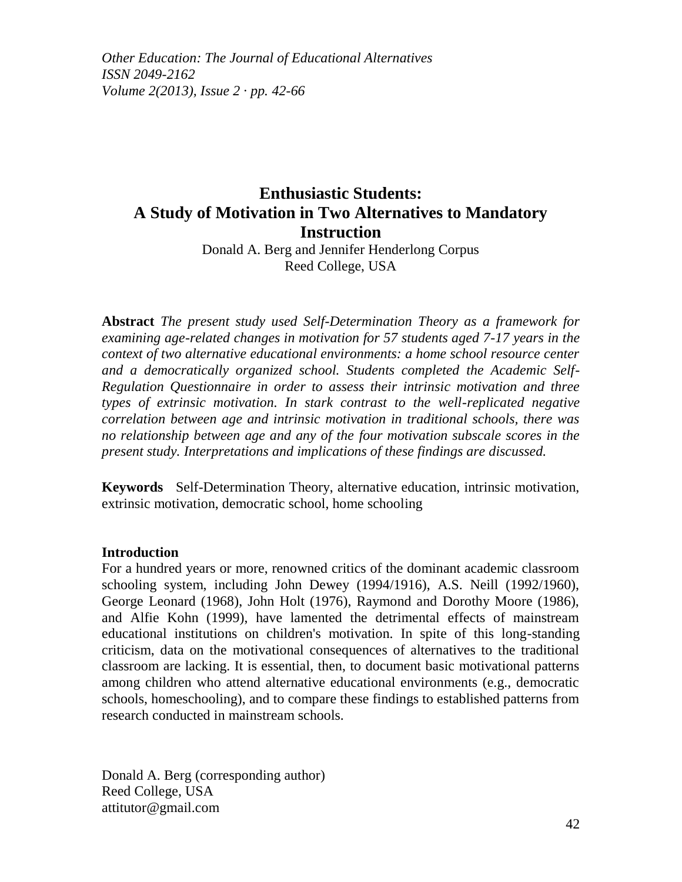# Enthusiastic Students: A Study of Motivation in Two Alternatives to Mandatory Instruction

Donald A. Berg and Jennifer Henderlong Corpus
Reed College, USA

**Abstract** *The present study used Self-Determination Theory as a framework for examining age-related changes in motivation for 57 students aged 7-17 years in the context of two alternative educational environments: a home school resource center and a democratically organized school. Students completed the Academic Self-Regulation Questionnaire in order to assess their intrinsic motivation and three types of extrinsic motivation. In stark contrast to the well-replicated negative correlation between age and intrinsic motivation in traditional schools, there was no relationship between age and any of the four motivation subscale scores in the present study. Interpretations and implications of these findings are discussed.*

**Keywords** Self-Determination Theory, alternative education, intrinsic motivation, extrinsic motivation, democratic school, home schooling

## Introduction

For a hundred years or more, renowned critics of the dominant academic classroom schooling system, including John Dewey (1994/1916), A.S. Neill (1992/1960), George Leonard (1968), John Holt (1976), Raymond and Dorothy Moore (1986), and Alfie Kohn (1999), have lamented the detrimental effects of mainstream educational institutions on children's motivation. In spite of this long-standing criticism, data on the motivational consequences of alternatives to the traditional classroom are lacking. It is essential, then, to document basic motivational patterns among children who attend alternative educational environments (e.g., democratic schools, homeschooling), and to compare these findings to established patterns from research conducted in mainstream schools.

Donald A. Berg (corresponding author)
Reed College, USA
attitutor@gmail.com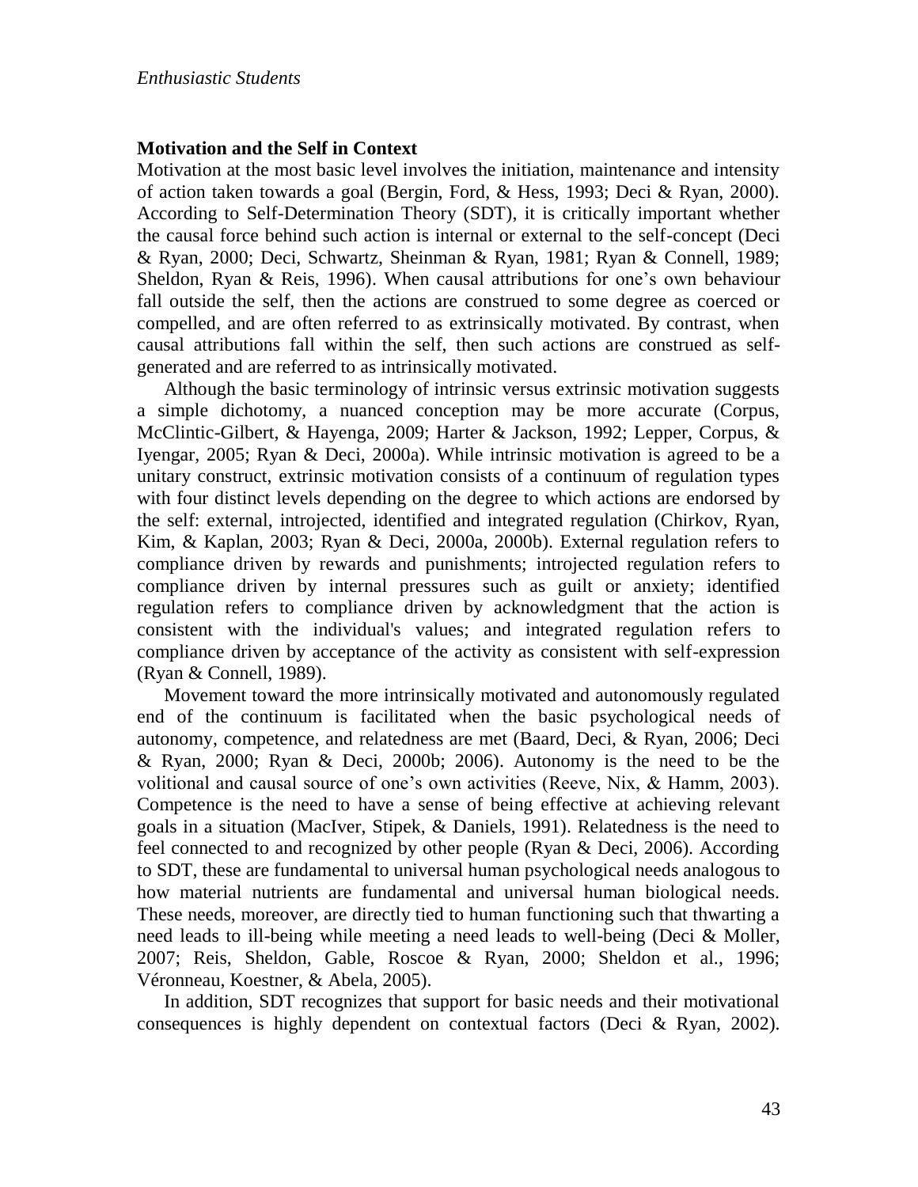**Motivation and the Self in Context**

Motivation at the most basic level involves the initiation, maintenance and intensity of action taken towards a goal (Bergin, Ford, & Hess, 1993; Deci & Ryan, 2000). According to Self-Determination Theory (SDT), it is critically important whether the causal force behind such action is internal or external to the self-concept (Deci & Ryan, 2000; Deci, Schwartz, Sheinman & Ryan, 1981; Ryan & Connell, 1989; Sheldon, Ryan & Reis, 1996). When causal attributions for one's own behaviour fall outside the self, then the actions are construed to some degree as coerced or compelled, and are often referred to as extrinsically motivated. By contrast, when causal attributions fall within the self, then such actions are construed as self-generated and are referred to as intrinsically motivated.

Although the basic terminology of intrinsic versus extrinsic motivation suggests a simple dichotomy, a nuanced conception may be more accurate (Corpus, McClintic-Gilbert, & Hayenga, 2009; Harter & Jackson, 1992; Lepper, Corpus, & Iyengar, 2005; Ryan & Deci, 2000a). While intrinsic motivation is agreed to be a unitary construct, extrinsic motivation consists of a continuum of regulation types with four distinct levels depending on the degree to which actions are endorsed by the self: external, introjected, identified and integrated regulation (Chirkov, Ryan, Kim, & Kaplan, 2003; Ryan & Deci, 2000a, 2000b). External regulation refers to compliance driven by rewards and punishments; introjected regulation refers to compliance driven by internal pressures such as guilt or anxiety; identified regulation refers to compliance driven by acknowledgment that the action is consistent with the individual's values; and integrated regulation refers to compliance driven by acceptance of the activity as consistent with self-expression (Ryan & Connell, 1989).

Movement toward the more intrinsically motivated and autonomously regulated end of the continuum is facilitated when the basic psychological needs of autonomy, competence, and relatedness are met (Baard, Deci, & Ryan, 2006; Deci & Ryan, 2000; Ryan & Deci, 2000b; 2006). Autonomy is the need to be the volitional and causal source of one's own activities (Reeve, Nix, & Hamm, 2003). Competence is the need to have a sense of being effective at achieving relevant goals in a situation (MacIver, Stipek, & Daniels, 1991). Relatedness is the need to feel connected to and recognized by other people (Ryan & Deci, 2006). According to SDT, these are fundamental to universal human psychological needs analogous to how material nutrients are fundamental and universal human biological needs. These needs, moreover, are directly tied to human functioning such that thwarting a need leads to ill-being while meeting a need leads to well-being (Deci & Moller, 2007; Reis, Sheldon, Gable, Roscoe & Ryan, 2000; Sheldon et al., 1996; Véronneau, Koestner, & Abela, 2005).

In addition, SDT recognizes that support for basic needs and their motivational consequences is highly dependent on contextual factors (Deci & Ryan, 2002).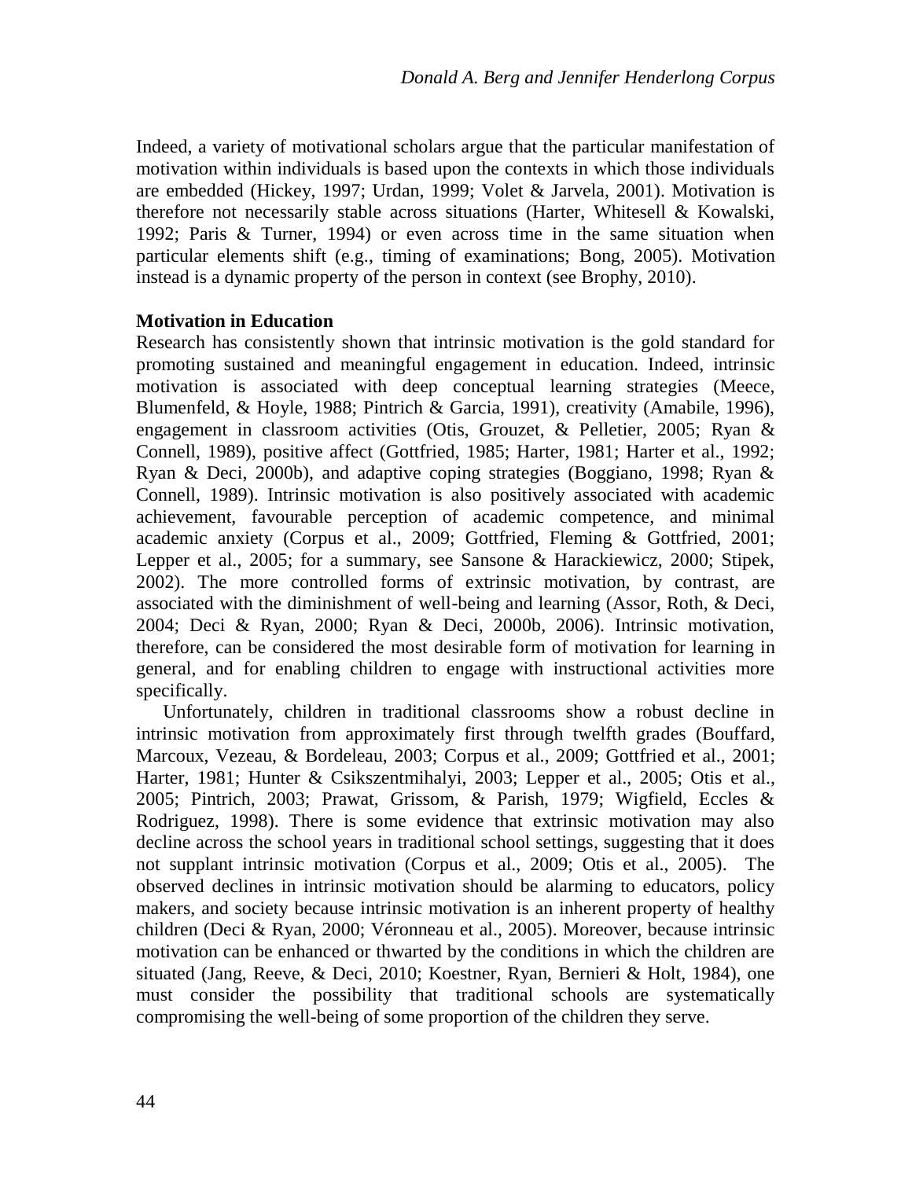Indeed, a variety of motivational scholars argue that the particular manifestation of motivation within individuals is based upon the contexts in which those individuals are embedded (Hickey, 1997; Urdan, 1999; Volet & Jarvela, 2001). Motivation is therefore not necessarily stable across situations (Harter, Whitesell & Kowalski, 1992; Paris & Turner, 1994) or even across time in the same situation when particular elements shift (e.g., timing of examinations; Bong, 2005). Motivation instead is a dynamic property of the person in context (see Brophy, 2010).

**Motivation in Education**

Research has consistently shown that intrinsic motivation is the gold standard for promoting sustained and meaningful engagement in education. Indeed, intrinsic motivation is associated with deep conceptual learning strategies (Meece, Blumenfeld, & Hoyle, 1988; Pintrich & Garcia, 1991), creativity (Amabile, 1996), engagement in classroom activities (Otis, Grouzet, & Pelletier, 2005; Ryan & Connell, 1989), positive affect (Gottfried, 1985; Harter, 1981; Harter et al., 1992; Ryan & Deci, 2000b), and adaptive coping strategies (Boggiano, 1998; Ryan & Connell, 1989). Intrinsic motivation is also positively associated with academic achievement, favourable perception of academic competence, and minimal academic anxiety (Corpus et al., 2009; Gottfried, Fleming & Gottfried, 2001; Lepper et al., 2005; for a summary, see Sansone & Harackiewicz, 2000; Stipek, 2002). The more controlled forms of extrinsic motivation, by contrast, are associated with the diminishment of well-being and learning (Assor, Roth, & Deci, 2004; Deci & Ryan, 2000; Ryan & Deci, 2000b, 2006). Intrinsic motivation, therefore, can be considered the most desirable form of motivation for learning in general, and for enabling children to engage with instructional activities more specifically.

Unfortunately, children in traditional classrooms show a robust decline in intrinsic motivation from approximately first through twelfth grades (Bouffard, Marcoux, Vezeau, & Bordeleau, 2003; Corpus et al., 2009; Gottfried et al., 2001; Harter, 1981; Hunter & Csikszentmihalyi, 2003; Lepper et al., 2005; Otis et al., 2005; Pintrich, 2003; Prawat, Grissom, & Parish, 1979; Wigfield, Eccles & Rodriguez, 1998). There is some evidence that extrinsic motivation may also decline across the school years in traditional school settings, suggesting that it does not supplant intrinsic motivation (Corpus et al., 2009; Otis et al., 2005). The observed declines in intrinsic motivation should be alarming to educators, policy makers, and society because intrinsic motivation is an inherent property of healthy children (Deci & Ryan, 2000; Véronneau et al., 2005). Moreover, because intrinsic motivation can be enhanced or thwarted by the conditions in which the children are situated (Jang, Reeve, & Deci, 2010; Koestner, Ryan, Bernieri & Holt, 1984), one must consider the possibility that traditional schools are systematically compromising the well-being of some proportion of the children they serve.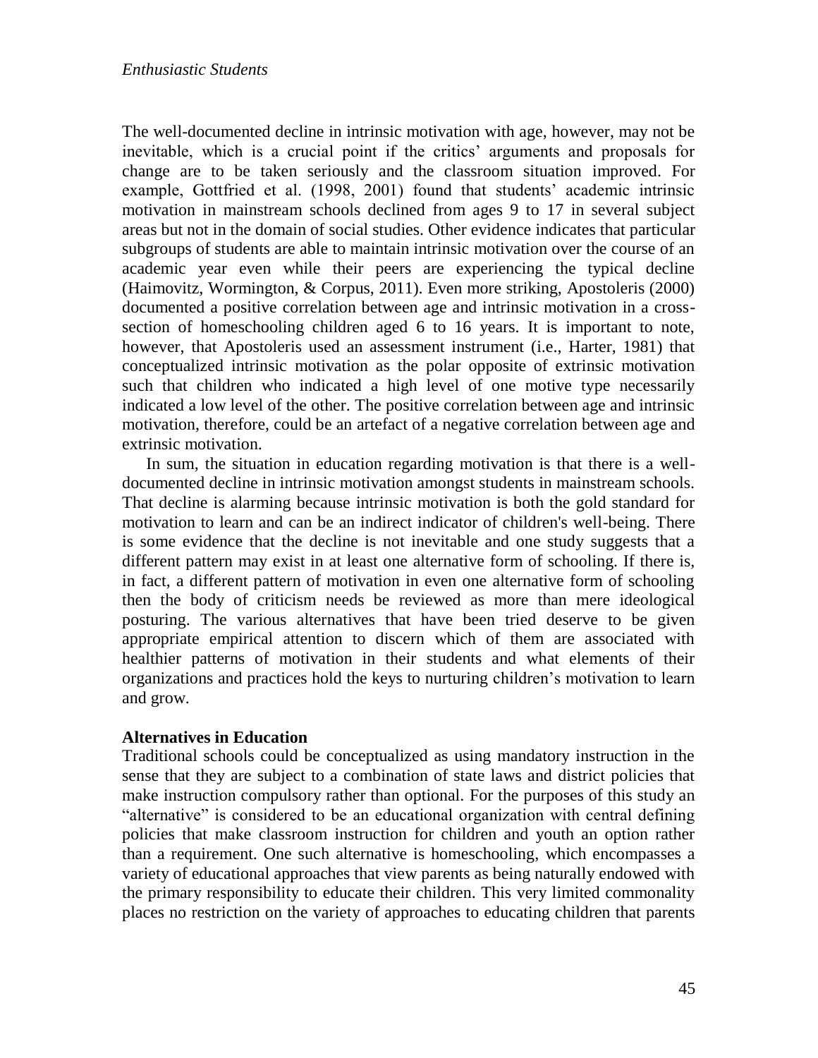The well-documented decline in intrinsic motivation with age, however, may not be inevitable, which is a crucial point if the critics' arguments and proposals for change are to be taken seriously and the classroom situation improved. For example, Gottfried et al. (1998, 2001) found that students' academic intrinsic motivation in mainstream schools declined from ages 9 to 17 in several subject areas but not in the domain of social studies. Other evidence indicates that particular subgroups of students are able to maintain intrinsic motivation over the course of an academic year even while their peers are experiencing the typical decline (Haimovitz, Wormington, & Corpus, 2011). Even more striking, Apostoleris (2000) documented a positive correlation between age and intrinsic motivation in a cross-section of homeschooling children aged 6 to 16 years. It is important to note, however, that Apostoleris used an assessment instrument (i.e., Harter, 1981) that conceptualized intrinsic motivation as the polar opposite of extrinsic motivation such that children who indicated a high level of one motive type necessarily indicated a low level of the other. The positive correlation between age and intrinsic motivation, therefore, could be an artefact of a negative correlation between age and extrinsic motivation.

In sum, the situation in education regarding motivation is that there is a well-documented decline in intrinsic motivation amongst students in mainstream schools. That decline is alarming because intrinsic motivation is both the gold standard for motivation to learn and can be an indirect indicator of children's well-being. There is some evidence that the decline is not inevitable and one study suggests that a different pattern may exist in at least one alternative form of schooling. If there is, in fact, a different pattern of motivation in even one alternative form of schooling then the body of criticism needs be reviewed as more than mere ideological posturing. The various alternatives that have been tried deserve to be given appropriate empirical attention to discern which of them are associated with healthier patterns of motivation in their students and what elements of their organizations and practices hold the keys to nurturing children's motivation to learn and grow.

**Alternatives in Education**

Traditional schools could be conceptualized as using mandatory instruction in the sense that they are subject to a combination of state laws and district policies that make instruction compulsory rather than optional. For the purposes of this study an "alternative" is considered to be an educational organization with central defining policies that make classroom instruction for children and youth an option rather than a requirement. One such alternative is homeschooling, which encompasses a variety of educational approaches that view parents as being naturally endowed with the primary responsibility to educate their children. This very limited commonality places no restriction on the variety of approaches to educating children that parents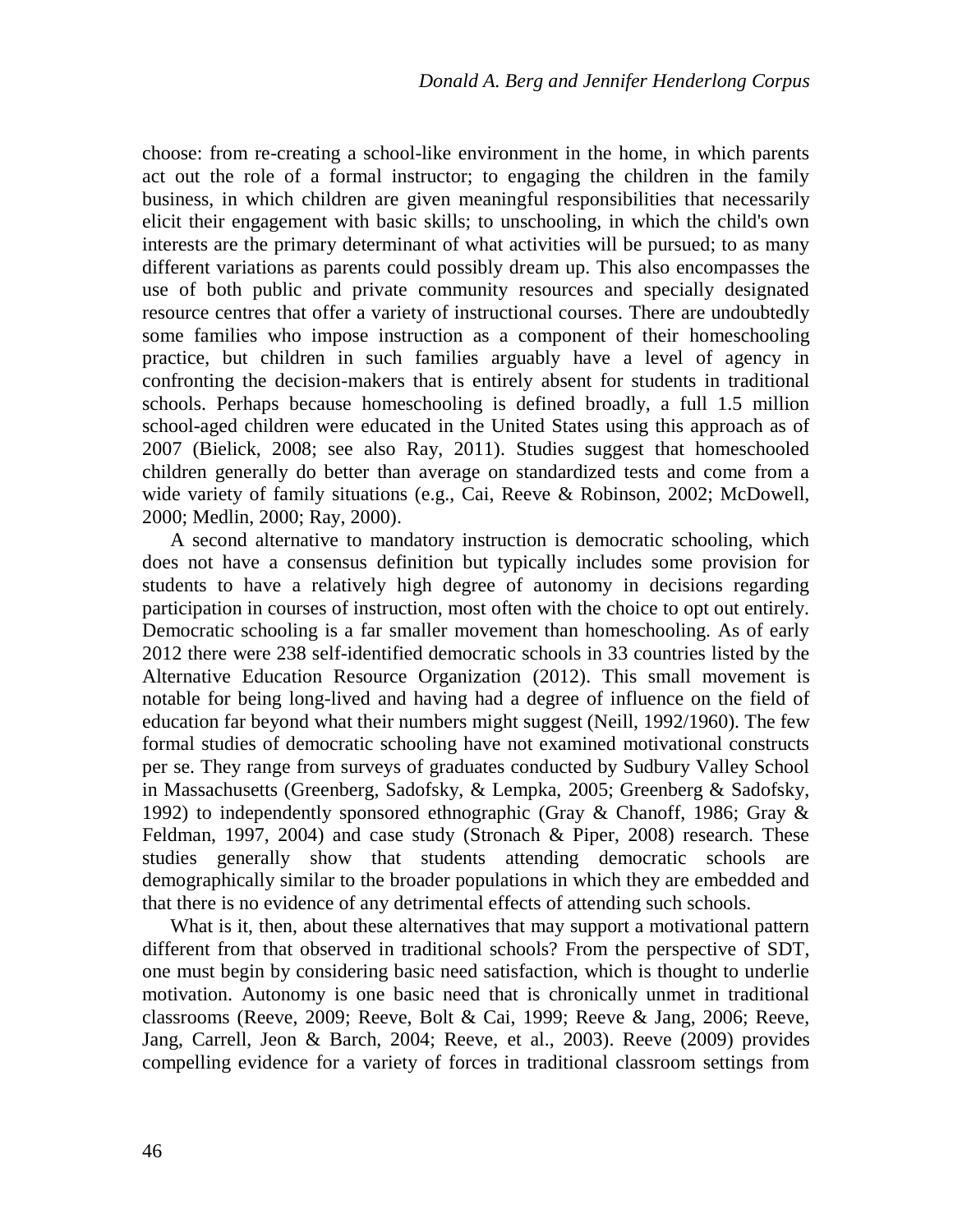choose: from re-creating a school-like environment in the home, in which parents act out the role of a formal instructor; to engaging the children in the family business, in which children are given meaningful responsibilities that necessarily elicit their engagement with basic skills; to unschooling, in which the child's own interests are the primary determinant of what activities will be pursued; to as many different variations as parents could possibly dream up. This also encompasses the use of both public and private community resources and specially designated resource centres that offer a variety of instructional courses. There are undoubtedly some families who impose instruction as a component of their homeschooling practice, but children in such families arguably have a level of agency in confronting the decision-makers that is entirely absent for students in traditional schools. Perhaps because homeschooling is defined broadly, a full 1.5 million school-aged children were educated in the United States using this approach as of 2007 (Bielick, 2008; see also Ray, 2011). Studies suggest that homeschooled children generally do better than average on standardized tests and come from a wide variety of family situations (e.g., Cai, Reeve & Robinson, 2002; McDowell, 2000; Medlin, 2000; Ray, 2000).

A second alternative to mandatory instruction is democratic schooling, which does not have a consensus definition but typically includes some provision for students to have a relatively high degree of autonomy in decisions regarding participation in courses of instruction, most often with the choice to opt out entirely. Democratic schooling is a far smaller movement than homeschooling. As of early 2012 there were 238 self-identified democratic schools in 33 countries listed by the Alternative Education Resource Organization (2012). This small movement is notable for being long-lived and having had a degree of influence on the field of education far beyond what their numbers might suggest (Neill, 1992/1960). The few formal studies of democratic schooling have not examined motivational constructs per se. They range from surveys of graduates conducted by Sudbury Valley School in Massachusetts (Greenberg, Sadofsky, & Lempka, 2005; Greenberg & Sadofsky, 1992) to independently sponsored ethnographic (Gray & Chanoff, 1986; Gray & Feldman, 1997, 2004) and case study (Stronach & Piper, 2008) research. These studies generally show that students attending democratic schools are demographically similar to the broader populations in which they are embedded and that there is no evidence of any detrimental effects of attending such schools.

What is it, then, about these alternatives that may support a motivational pattern different from that observed in traditional schools? From the perspective of SDT, one must begin by considering basic need satisfaction, which is thought to underlie motivation. Autonomy is one basic need that is chronically unmet in traditional classrooms (Reeve, 2009; Reeve, Bolt & Cai, 1999; Reeve & Jang, 2006; Reeve, Jang, Carrell, Jeon & Barch, 2004; Reeve, et al., 2003). Reeve (2009) provides compelling evidence for a variety of forces in traditional classroom settings from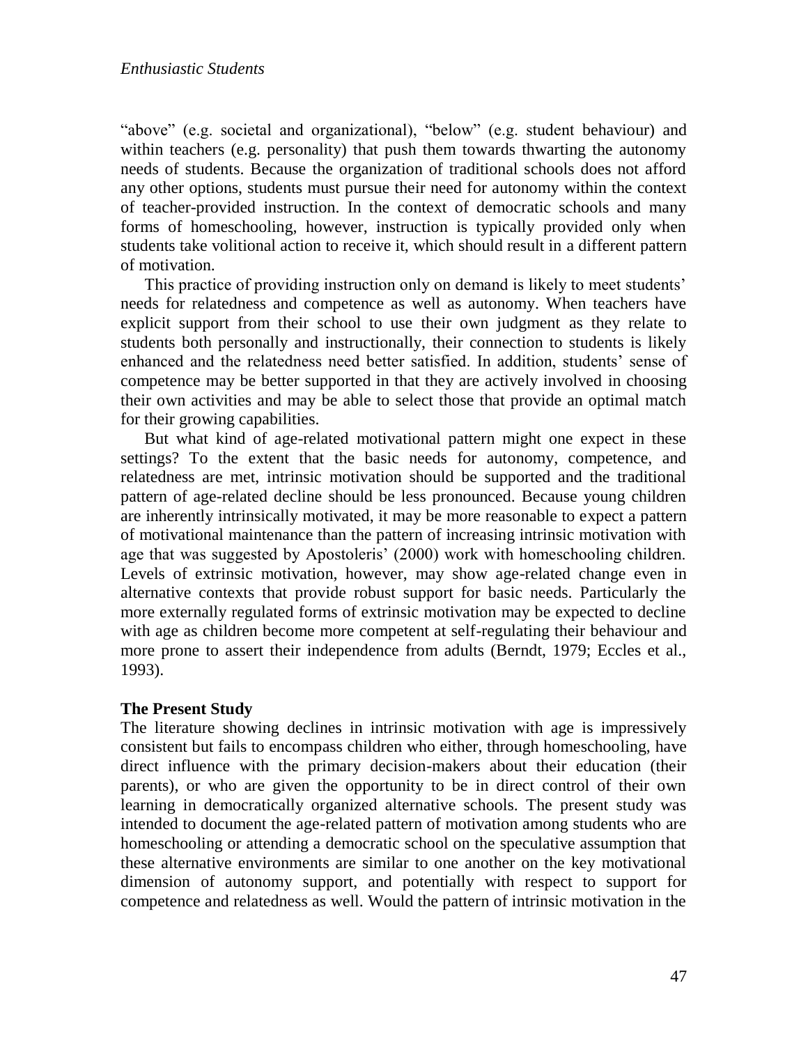"above" (e.g. societal and organizational), "below" (e.g. student behaviour) and within teachers (e.g. personality) that push them towards thwarting the autonomy needs of students. Because the organization of traditional schools does not afford any other options, students must pursue their need for autonomy within the context of teacher-provided instruction. In the context of democratic schools and many forms of homeschooling, however, instruction is typically provided only when students take volitional action to receive it, which should result in a different pattern of motivation.

This practice of providing instruction only on demand is likely to meet students' needs for relatedness and competence as well as autonomy. When teachers have explicit support from their school to use their own judgment as they relate to students both personally and instructionally, their connection to students is likely enhanced and the relatedness need better satisfied. In addition, students' sense of competence may be better supported in that they are actively involved in choosing their own activities and may be able to select those that provide an optimal match for their growing capabilities.

But what kind of age-related motivational pattern might one expect in these settings? To the extent that the basic needs for autonomy, competence, and relatedness are met, intrinsic motivation should be supported and the traditional pattern of age-related decline should be less pronounced. Because young children are inherently intrinsically motivated, it may be more reasonable to expect a pattern of motivational maintenance than the pattern of increasing intrinsic motivation with age that was suggested by Apostoleris' (2000) work with homeschooling children. Levels of extrinsic motivation, however, may show age-related change even in alternative contexts that provide robust support for basic needs. Particularly the more externally regulated forms of extrinsic motivation may be expected to decline with age as children become more competent at self-regulating their behaviour and more prone to assert their independence from adults (Berndt, 1979; Eccles et al., 1993).

**The Present Study**

The literature showing declines in intrinsic motivation with age is impressively consistent but fails to encompass children who either, through homeschooling, have direct influence with the primary decision-makers about their education (their parents), or who are given the opportunity to be in direct control of their own learning in democratically organized alternative schools. The present study was intended to document the age-related pattern of motivation among students who are homeschooling or attending a democratic school on the speculative assumption that these alternative environments are similar to one another on the key motivational dimension of autonomy support, and potentially with respect to support for competence and relatedness as well. Would the pattern of intrinsic motivation in the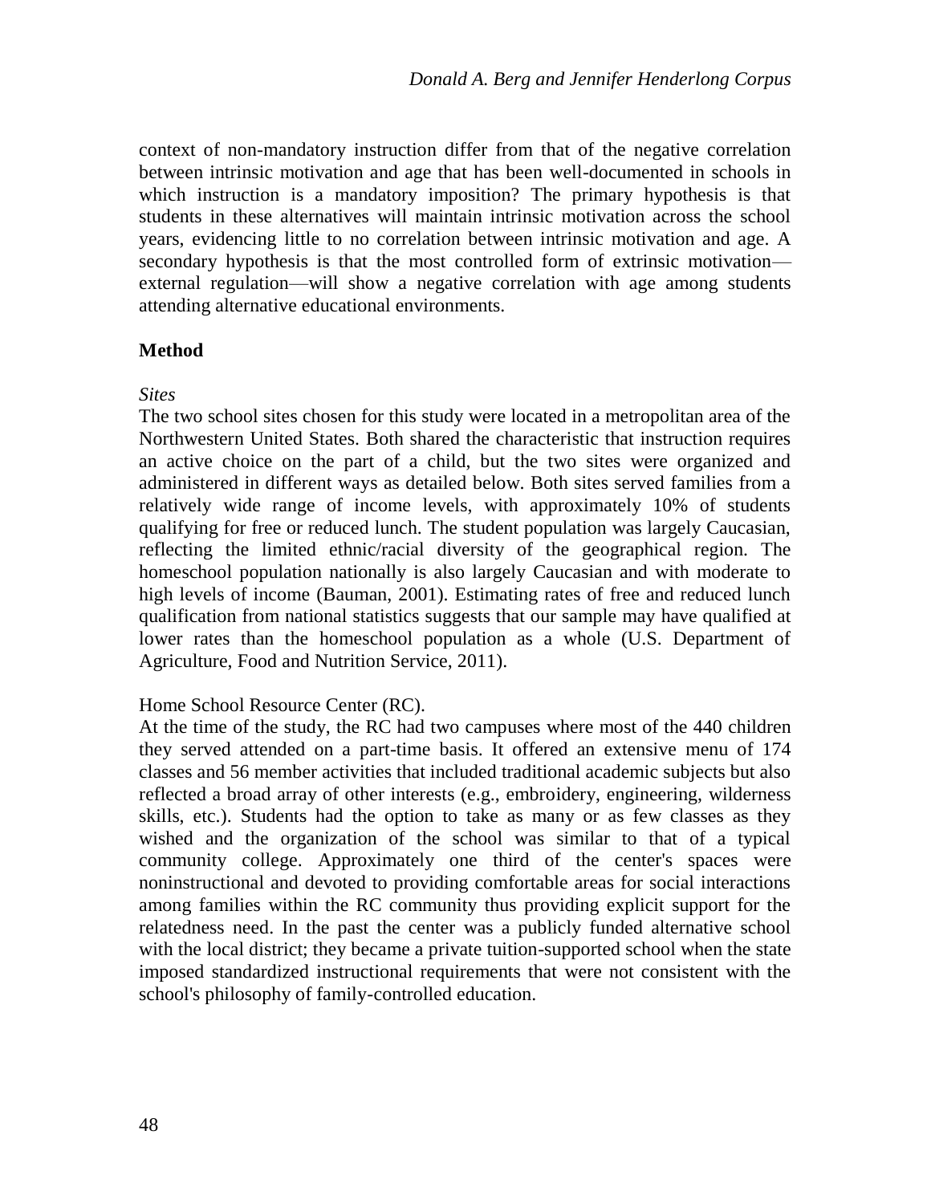context of non-mandatory instruction differ from that of the negative correlation between intrinsic motivation and age that has been well-documented in schools in which instruction is a mandatory imposition? The primary hypothesis is that students in these alternatives will maintain intrinsic motivation across the school years, evidencing little to no correlation between intrinsic motivation and age. A secondary hypothesis is that the most controlled form of extrinsic motivation—external regulation—will show a negative correlation with age among students attending alternative educational environments.

## Method

*Sites*

The two school sites chosen for this study were located in a metropolitan area of the Northwestern United States. Both shared the characteristic that instruction requires an active choice on the part of a child, but the two sites were organized and administered in different ways as detailed below. Both sites served families from a relatively wide range of income levels, with approximately 10% of students qualifying for free or reduced lunch. The student population was largely Caucasian, reflecting the limited ethnic/racial diversity of the geographical region. The homeschool population nationally is also largely Caucasian and with moderate to high levels of income (Bauman, 2001). Estimating rates of free and reduced lunch qualification from national statistics suggests that our sample may have qualified at lower rates than the homeschool population as a whole (U.S. Department of Agriculture, Food and Nutrition Service, 2011).

Home School Resource Center (RC).

At the time of the study, the RC had two campuses where most of the 440 children they served attended on a part-time basis. It offered an extensive menu of 174 classes and 56 member activities that included traditional academic subjects but also reflected a broad array of other interests (e.g., embroidery, engineering, wilderness skills, etc.). Students had the option to take as many or as few classes as they wished and the organization of the school was similar to that of a typical community college. Approximately one third of the center's spaces were noninstructional and devoted to providing comfortable areas for social interactions among families within the RC community thus providing explicit support for the relatedness need. In the past the center was a publicly funded alternative school with the local district; they became a private tuition-supported school when the state imposed standardized instructional requirements that were not consistent with the school's philosophy of family-controlled education.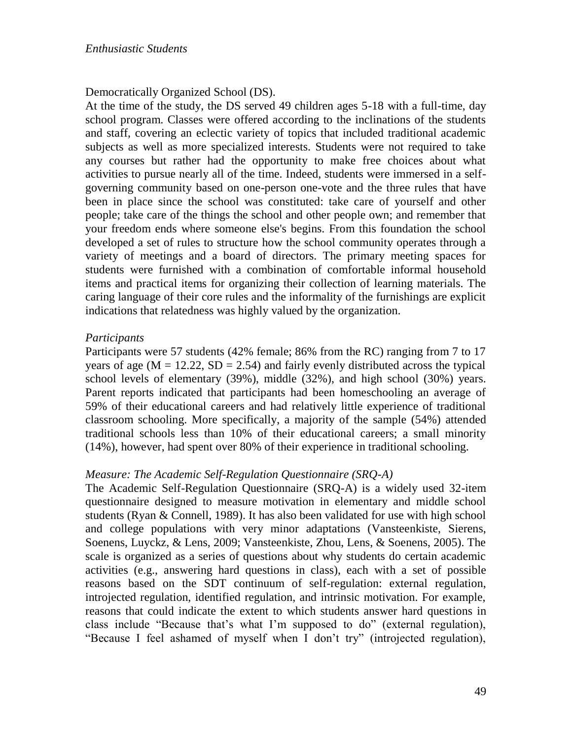Democratically Organized School (DS).

At the time of the study, the DS served 49 children ages 5-18 with a full-time, day school program. Classes were offered according to the inclinations of the students and staff, covering an eclectic variety of topics that included traditional academic subjects as well as more specialized interests. Students were not required to take any courses but rather had the opportunity to make free choices about what activities to pursue nearly all of the time. Indeed, students were immersed in a self-governing community based on one-person one-vote and the three rules that have been in place since the school was constituted: take care of yourself and other people; take care of the things the school and other people own; and remember that your freedom ends where someone else's begins. From this foundation the school developed a set of rules to structure how the school community operates through a variety of meetings and a board of directors. The primary meeting spaces for students were furnished with a combination of comfortable informal household items and practical items for organizing their collection of learning materials. The caring language of their core rules and the informality of the furnishings are explicit indications that relatedness was highly valued by the organization.

*Participants*

Participants were 57 students (42% female; 86% from the RC) ranging from 7 to 17 years of age ($M = 12.22$, $SD = 2.54$) and fairly evenly distributed across the typical school levels of elementary (39%), middle (32%), and high school (30%) years. Parent reports indicated that participants had been homeschooling an average of 59% of their educational careers and had relatively little experience of traditional classroom schooling. More specifically, a majority of the sample (54%) attended traditional schools less than 10% of their educational careers; a small minority (14%), however, had spent over 80% of their experience in traditional schooling.

*Measure: The Academic Self-Regulation Questionnaire (SRQ-A)*

The Academic Self-Regulation Questionnaire (SRQ-A) is a widely used 32-item questionnaire designed to measure motivation in elementary and middle school students (Ryan & Connell, 1989). It has also been validated for use with high school and college populations with very minor adaptations (Vansteenkiste, Sierens, Soenens, Luyckz, & Lens, 2009; Vansteenkiste, Zhou, Lens, & Soenens, 2005). The scale is organized as a series of questions about why students do certain academic activities (e.g., answering hard questions in class), each with a set of possible reasons based on the SDT continuum of self-regulation: external regulation, introjected regulation, identified regulation, and intrinsic motivation. For example, reasons that could indicate the extent to which students answer hard questions in class include "Because that's what I'm supposed to do" (external regulation), "Because I feel ashamed of myself when I don't try" (introjected regulation),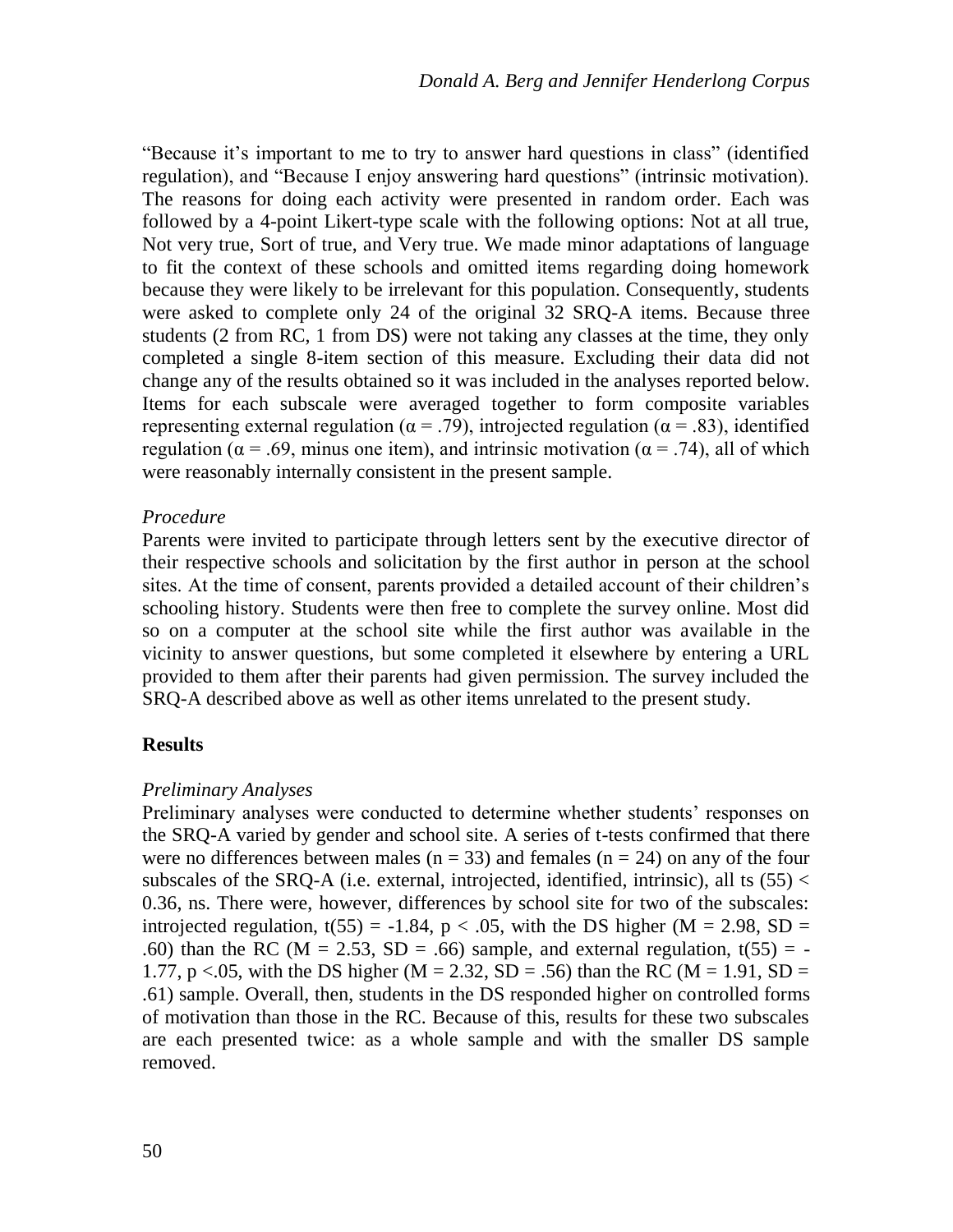"Because it's important to me to try to answer hard questions in class" (identified regulation), and "Because I enjoy answering hard questions" (intrinsic motivation). The reasons for doing each activity were presented in random order. Each was followed by a 4-point Likert-type scale with the following options: Not at all true, Not very true, Sort of true, and Very true. We made minor adaptations of language to fit the context of these schools and omitted items regarding doing homework because they were likely to be irrelevant for this population. Consequently, students were asked to complete only 24 of the original 32 SRQ-A items. Because three students (2 from RC, 1 from DS) were not taking any classes at the time, they only completed a single 8-item section of this measure. Excluding their data did not change any of the results obtained so it was included in the analyses reported below. Items for each subscale were averaged together to form composite variables representing external regulation ($\alpha = .79$), introjected regulation ($\alpha = .83$), identified regulation ($\alpha = .69$, minus one item), and intrinsic motivation ($\alpha = .74$), all of which were reasonably internally consistent in the present sample.

### *Procedure*

Parents were invited to participate through letters sent by the executive director of their respective schools and solicitation by the first author in person at the school sites. At the time of consent, parents provided a detailed account of their children's schooling history. Students were then free to complete the survey online. Most did so on a computer at the school site while the first author was available in the vicinity to answer questions, but some completed it elsewhere by entering a URL provided to them after their parents had given permission. The survey included the SRQ-A described above as well as other items unrelated to the present study.

## Results

### *Preliminary Analyses*

Preliminary analyses were conducted to determine whether students' responses on the SRQ-A varied by gender and school site. A series of t-tests confirmed that there were no differences between males ($n = 33$) and females ($n = 24$) on any of the four subscales of the SRQ-A (i.e. external, introjected, identified, intrinsic), all ts $(55) < 0.36$, ns. There were, however, differences by school site for two of the subscales: introjected regulation, $t(55) = -1.84$, $p < .05$, with the DS higher ($M = 2.98$, $SD = .60$) than the RC ($M = 2.53$, $SD = .66$) sample, and external regulation, $t(55) = -1.77$, $p < .05$, with the DS higher ($M = 2.32$, $SD = .56$) than the RC ($M = 1.91$, $SD = .61$) sample. Overall, then, students in the DS responded higher on controlled forms of motivation than those in the RC. Because of this, results for these two subscales are each presented twice: as a whole sample and with the smaller DS sample removed.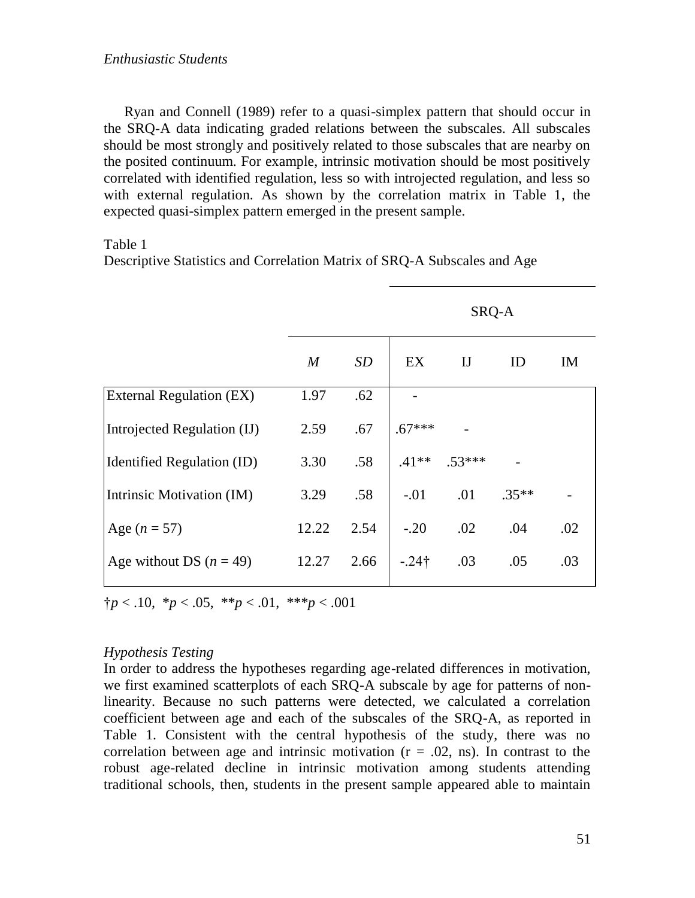Ryan and Connell (1989) refer to a quasi-simplex pattern that should occur in the SRQ-A data indicating graded relations between the subscales. All subscales should be most strongly and positively related to those subscales that are nearby on the posited continuum. For example, intrinsic motivation should be most positively correlated with identified regulation, less so with introjected regulation, and less so with external regulation. As shown by the correlation matrix in Table 1, the expected quasi-simplex pattern emerged in the present sample.

Table 1
Descriptive Statistics and Correlation Matrix of SRQ-A Subscales and Age

| | | | SRQ-A | | | |
|---|---|---|---|---|---|---|
| | *M* | *SD* | EX | IJ | ID | IM |
| External Regulation (EX) | 1.97 | .62 | - | | | |
| Introjected Regulation (IJ) | 2.59 | .67 | .67*** | - | | |
| Identified Regulation (ID) | 3.30 | .58 | .41** | .53*** | - | |
| Intrinsic Motivation (IM) | 3.29 | .58 | -.01 | .01 | .35** | - |
| Age ($n$ = 57) | 12.22 | 2.54 | -.20 | .02 | .04 | .02 |
| Age without DS ($n$ = 49) | 12.27 | 2.66 | -.24† | .03 | .05 | .03 |

†$p$ < .10, *$p$ < .05, **$p$ < .01, ***$p$ < .001

*Hypothesis Testing*

In order to address the hypotheses regarding age-related differences in motivation, we first examined scatterplots of each SRQ-A subscale by age for patterns of non-linearity. Because no such patterns were detected, we calculated a correlation coefficient between age and each of the subscales of the SRQ-A, as reported in Table 1. Consistent with the central hypothesis of the study, there was no correlation between age and intrinsic motivation ($r$ = .02, ns). In contrast to the robust age-related decline in intrinsic motivation among students attending traditional schools, then, students in the present sample appeared able to maintain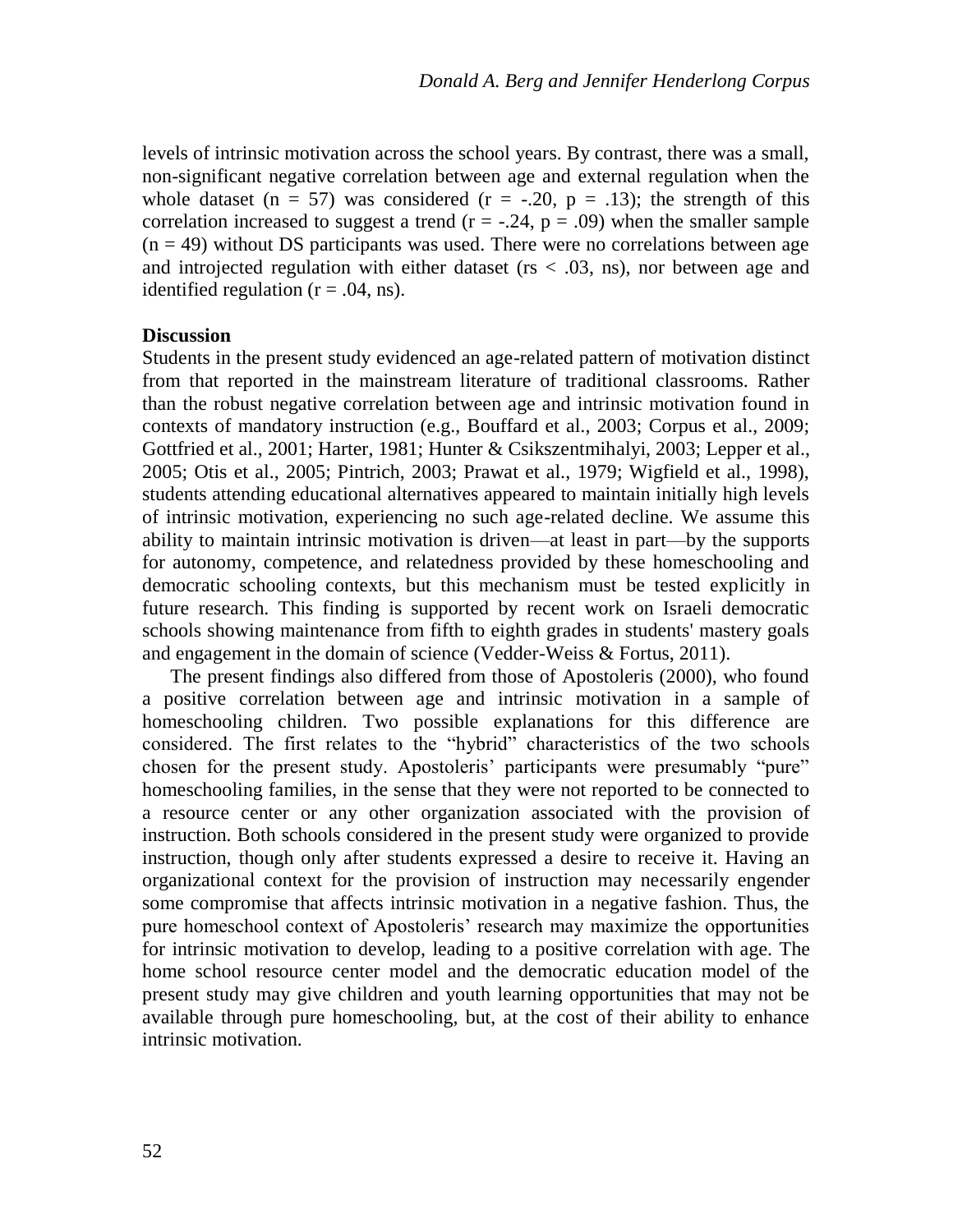levels of intrinsic motivation across the school years. By contrast, there was a small, non-significant negative correlation between age and external regulation when the whole dataset ($n = 57$) was considered ($r = -.20$, $p = .13$); the strength of this correlation increased to suggest a trend ($r = -.24$, $p = .09$) when the smaller sample ($n = 49$) without DS participants was used. There were no correlations between age and introjected regulation with either dataset ($rs < .03$, ns), nor between age and identified regulation ($r = .04$, ns).

**Discussion**

Students in the present study evidenced an age-related pattern of motivation distinct from that reported in the mainstream literature of traditional classrooms. Rather than the robust negative correlation between age and intrinsic motivation found in contexts of mandatory instruction (e.g., Bouffard et al., 2003; Corpus et al., 2009; Gottfried et al., 2001; Harter, 1981; Hunter & Csikszentmihalyi, 2003; Lepper et al., 2005; Otis et al., 2005; Pintrich, 2003; Prawat et al., 1979; Wigfield et al., 1998), students attending educational alternatives appeared to maintain initially high levels of intrinsic motivation, experiencing no such age-related decline. We assume this ability to maintain intrinsic motivation is driven—at least in part—by the supports for autonomy, competence, and relatedness provided by these homeschooling and democratic schooling contexts, but this mechanism must be tested explicitly in future research. This finding is supported by recent work on Israeli democratic schools showing maintenance from fifth to eighth grades in students' mastery goals and engagement in the domain of science (Vedder-Weiss & Fortus, 2011).

The present findings also differed from those of Apostoleris (2000), who found a positive correlation between age and intrinsic motivation in a sample of homeschooling children. Two possible explanations for this difference are considered. The first relates to the "hybrid" characteristics of the two schools chosen for the present study. Apostoleris' participants were presumably "pure" homeschooling families, in the sense that they were not reported to be connected to a resource center or any other organization associated with the provision of instruction. Both schools considered in the present study were organized to provide instruction, though only after students expressed a desire to receive it. Having an organizational context for the provision of instruction may necessarily engender some compromise that affects intrinsic motivation in a negative fashion. Thus, the pure homeschool context of Apostoleris' research may maximize the opportunities for intrinsic motivation to develop, leading to a positive correlation with age. The home school resource center model and the democratic education model of the present study may give children and youth learning opportunities that may not be available through pure homeschooling, but, at the cost of their ability to enhance intrinsic motivation.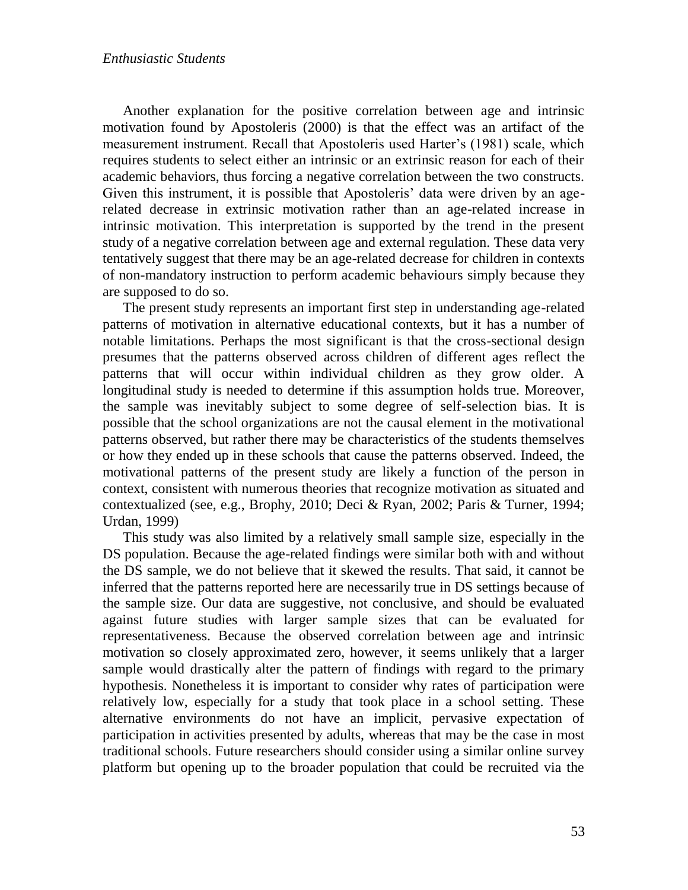Another explanation for the positive correlation between age and intrinsic motivation found by Apostoleris (2000) is that the effect was an artifact of the measurement instrument. Recall that Apostoleris used Harter's (1981) scale, which requires students to select either an intrinsic or an extrinsic reason for each of their academic behaviors, thus forcing a negative correlation between the two constructs. Given this instrument, it is possible that Apostoleris' data were driven by an age-related decrease in extrinsic motivation rather than an age-related increase in intrinsic motivation. This interpretation is supported by the trend in the present study of a negative correlation between age and external regulation. These data very tentatively suggest that there may be an age-related decrease for children in contexts of non-mandatory instruction to perform academic behaviours simply because they are supposed to do so.

The present study represents an important first step in understanding age-related patterns of motivation in alternative educational contexts, but it has a number of notable limitations. Perhaps the most significant is that the cross-sectional design presumes that the patterns observed across children of different ages reflect the patterns that will occur within individual children as they grow older. A longitudinal study is needed to determine if this assumption holds true. Moreover, the sample was inevitably subject to some degree of self-selection bias. It is possible that the school organizations are not the causal element in the motivational patterns observed, but rather there may be characteristics of the students themselves or how they ended up in these schools that cause the patterns observed. Indeed, the motivational patterns of the present study are likely a function of the person in context, consistent with numerous theories that recognize motivation as situated and contextualized (see, e.g., Brophy, 2010; Deci & Ryan, 2002; Paris & Turner, 1994; Urdan, 1999)

This study was also limited by a relatively small sample size, especially in the DS population. Because the age-related findings were similar both with and without the DS sample, we do not believe that it skewed the results. That said, it cannot be inferred that the patterns reported here are necessarily true in DS settings because of the sample size. Our data are suggestive, not conclusive, and should be evaluated against future studies with larger sample sizes that can be evaluated for representativeness. Because the observed correlation between age and intrinsic motivation so closely approximated zero, however, it seems unlikely that a larger sample would drastically alter the pattern of findings with regard to the primary hypothesis. Nonetheless it is important to consider why rates of participation were relatively low, especially for a study that took place in a school setting. These alternative environments do not have an implicit, pervasive expectation of participation in activities presented by adults, whereas that may be the case in most traditional schools. Future researchers should consider using a similar online survey platform but opening up to the broader population that could be recruited via the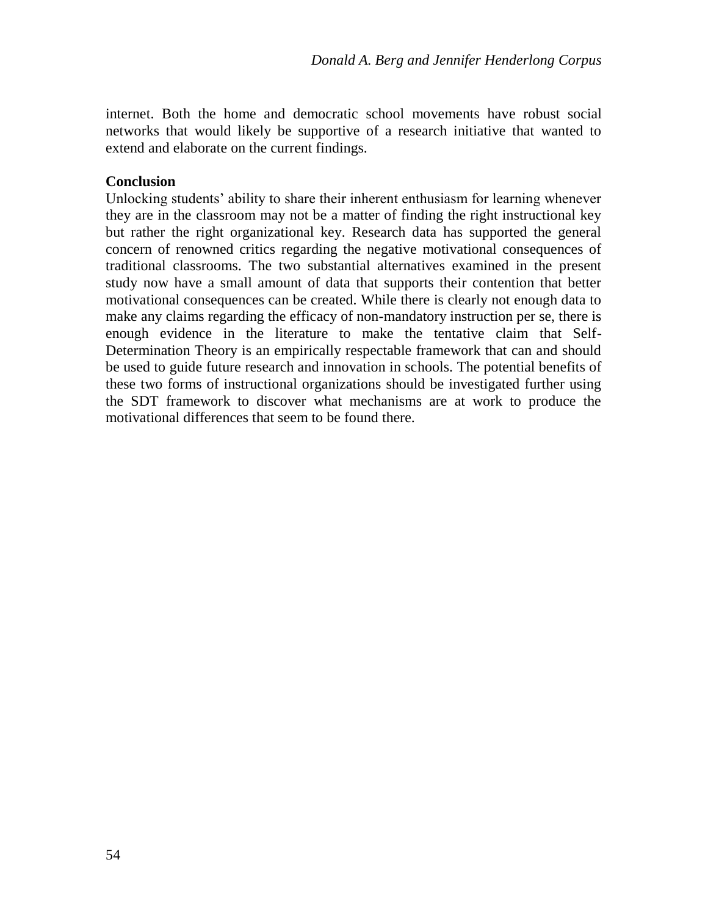internet. Both the home and democratic school movements have robust social networks that would likely be supportive of a research initiative that wanted to extend and elaborate on the current findings.

**Conclusion**

Unlocking students' ability to share their inherent enthusiasm for learning whenever they are in the classroom may not be a matter of finding the right instructional key but rather the right organizational key. Research data has supported the general concern of renowned critics regarding the negative motivational consequences of traditional classrooms. The two substantial alternatives examined in the present study now have a small amount of data that supports their contention that better motivational consequences can be created. While there is clearly not enough data to make any claims regarding the efficacy of non-mandatory instruction per se, there is enough evidence in the literature to make the tentative claim that Self-Determination Theory is an empirically respectable framework that can and should be used to guide future research and innovation in schools. The potential benefits of these two forms of instructional organizations should be investigated further using the SDT framework to discover what mechanisms are at work to produce the motivational differences that seem to be found there.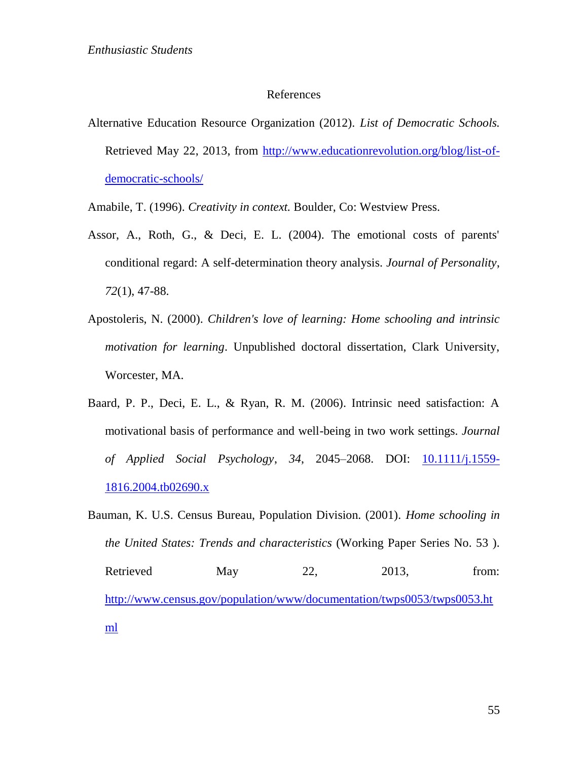## References

Alternative Education Resource Organization (2012). *List of Democratic Schools.* Retrieved May 22, 2013, from [http://www.educationrevolution.org/blog/list-of-democratic-schools/](http://www.educationrevolution.org/blog/list-of-democratic-schools/)

Amabile, T. (1996). *Creativity in context.* Boulder, Co: Westview Press.

Assor, A., Roth, G., & Deci, E. L. (2004). The emotional costs of parents' conditional regard: A self-determination theory analysis. *Journal of Personality*, *72*(1), 47-88.

Apostoleris, N. (2000). *Children's love of learning: Home schooling and intrinsic motivation for learning*. Unpublished doctoral dissertation, Clark University, Worcester, MA.

Baard, P. P., Deci, E. L., & Ryan, R. M. (2006). Intrinsic need satisfaction: A motivational basis of performance and well-being in two work settings. *Journal of Applied Social Psychology*, *34*, 2045–2068. DOI: [10.1111/j.1559-1816.2004.tb02690.x](10.1111/j.1559-1816.2004.tb02690.x)

Bauman, K. U.S. Census Bureau, Population Division. (2001). *Home schooling in the United States: Trends and characteristics* (Working Paper Series No. 53 ). Retrieved May 22, 2013, from: [http://www.census.gov/population/www/documentation/twps0053/twps0053.html](http://www.census.gov/population/www/documentation/twps0053/twps0053.html)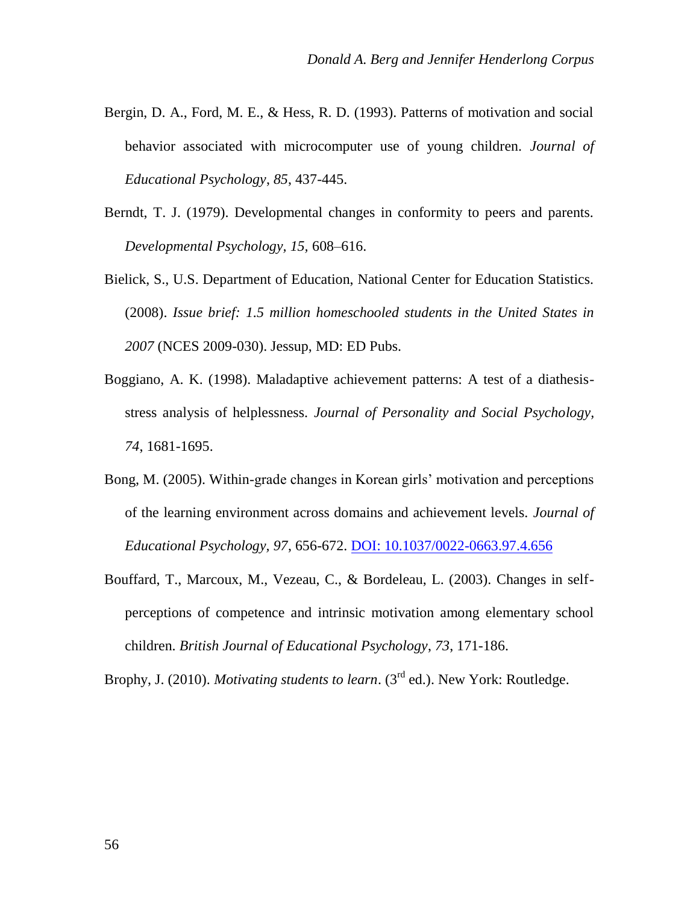Bergin, D. A., Ford, M. E., & Hess, R. D. (1993). Patterns of motivation and social behavior associated with microcomputer use of young children. *Journal of Educational Psychology*, *85*, 437-445.

Berndt, T. J. (1979). Developmental changes in conformity to peers and parents. *Developmental Psychology, 15*, 608–616.

Bielick, S., U.S. Department of Education, National Center for Education Statistics. (2008). *Issue brief: 1.5 million homeschooled students in the United States in 2007* (NCES 2009-030). Jessup, MD: ED Pubs.

Boggiano, A. K. (1998). Maladaptive achievement patterns: A test of a diathesis-stress analysis of helplessness. *Journal of Personality and Social Psychology, 74*, 1681-1695.

Bong, M. (2005). Within-grade changes in Korean girls' motivation and perceptions of the learning environment across domains and achievement levels. *Journal of Educational Psychology, 97*, 656-672. DOI: 10.1037/0022-0663.97.4.656

Bouffard, T., Marcoux, M., Vezeau, C., & Bordeleau, L. (2003). Changes in self-perceptions of competence and intrinsic motivation among elementary school children. *British Journal of Educational Psychology*, *73*, 171-186.

Brophy, J. (2010). *Motivating students to learn*. (3rd ed.). New York: Routledge.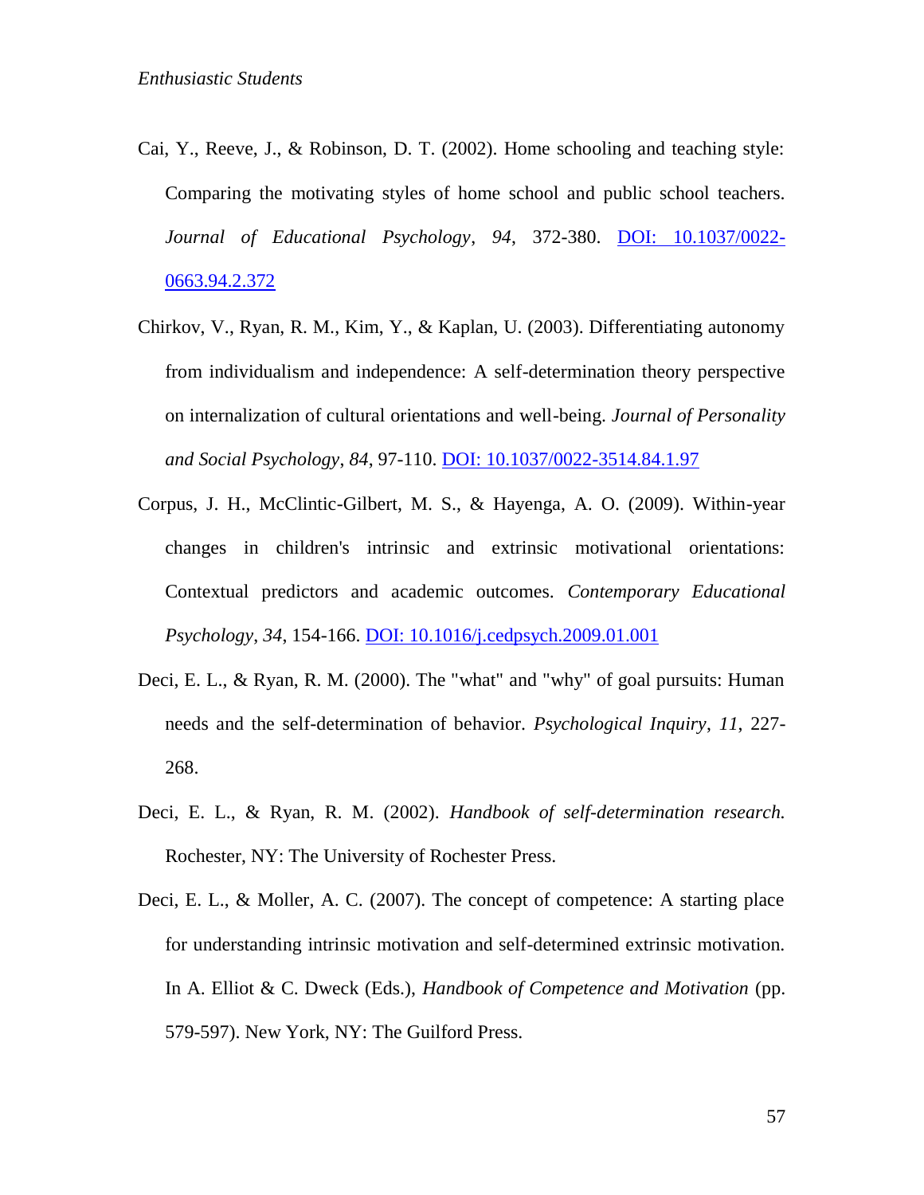Cai, Y., Reeve, J., & Robinson, D. T. (2002). Home schooling and teaching style: Comparing the motivating styles of home school and public school teachers. *Journal of Educational Psychology*, *94*, 372-380. [DOI: 10.1037/0022-0663.94.2.372](https://doi.org/10.1037/0022-0663.94.2.372)

Chirkov, V., Ryan, R. M., Kim, Y., & Kaplan, U. (2003). Differentiating autonomy from individualism and independence: A self-determination theory perspective on internalization of cultural orientations and well-being. *Journal of Personality and Social Psychology*, *84*, 97-110. [DOI: 10.1037/0022-3514.84.1.97](https://doi.org/10.1037/0022-3514.84.1.97)

Corpus, J. H., McClintic-Gilbert, M. S., & Hayenga, A. O. (2009). Within-year changes in children's intrinsic and extrinsic motivational orientations: Contextual predictors and academic outcomes. *Contemporary Educational Psychology, 34*, 154-166. [DOI: 10.1016/j.cedpsych.2009.01.001](https://doi.org/10.1016/j.cedpsych.2009.01.001)

Deci, E. L., & Ryan, R. M. (2000). The "what" and "why" of goal pursuits: Human needs and the self-determination of behavior. *Psychological Inquiry*, *11*, 227-268.

Deci, E. L., & Ryan, R. M. (2002). *Handbook of self-determination research.* Rochester, NY: The University of Rochester Press.

Deci, E. L., & Moller, A. C. (2007). The concept of competence: A starting place for understanding intrinsic motivation and self-determined extrinsic motivation. In A. Elliot & C. Dweck (Eds.), *Handbook of Competence and Motivation* (pp. 579-597). New York, NY: The Guilford Press.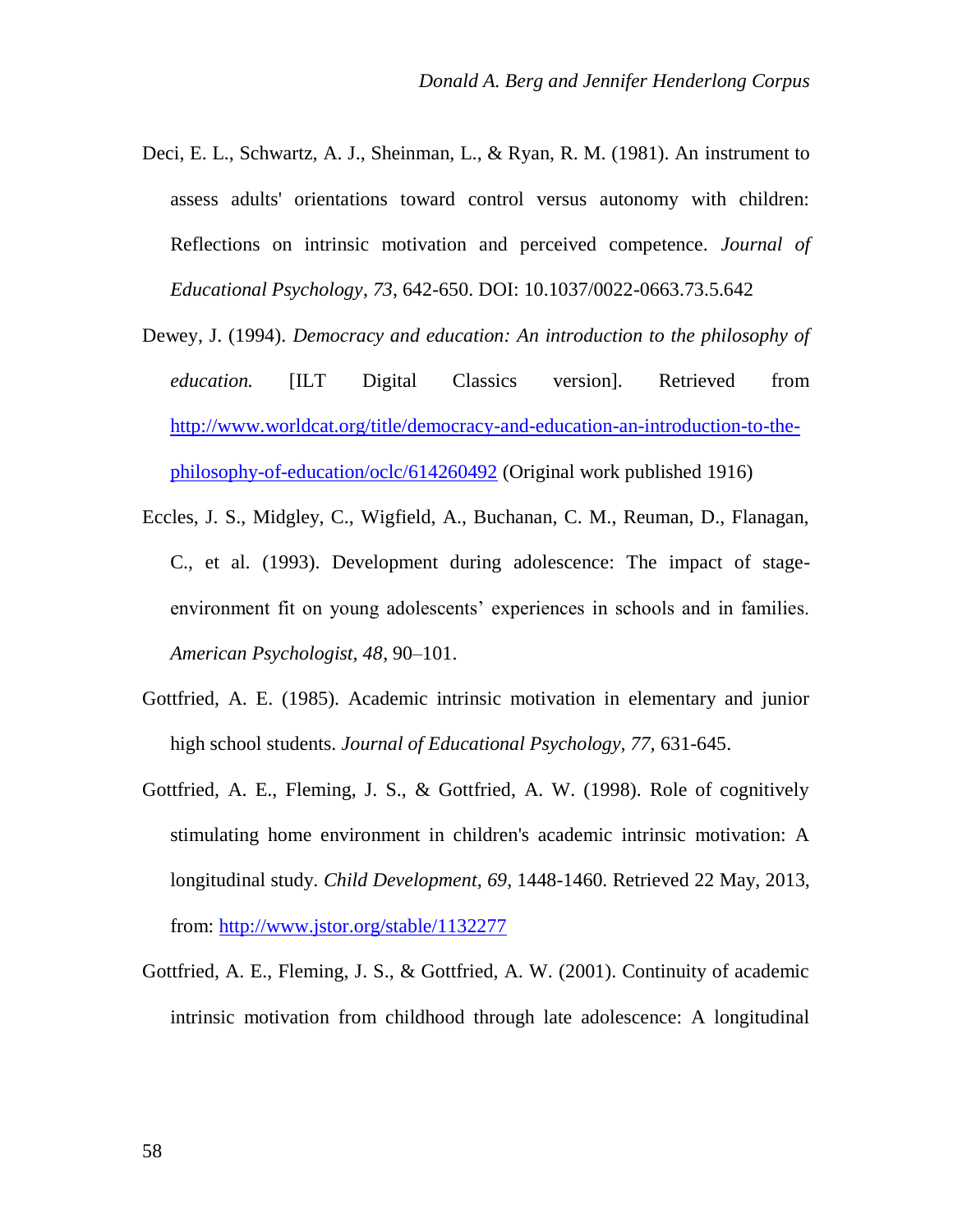Deci, E. L., Schwartz, A. J., Sheinman, L., & Ryan, R. M. (1981). An instrument to assess adults' orientations toward control versus autonomy with children: Reflections on intrinsic motivation and perceived competence. *Journal of Educational Psychology*, *73*, 642-650. DOI: 10.1037/0022-0663.73.5.642

Dewey, J. (1994). *Democracy and education: An introduction to the philosophy of education.* [ILT Digital Classics version]. Retrieved from http://www.worldcat.org/title/democracy-and-education-an-introduction-to-the-philosophy-of-education/oclc/614260492 (Original work published 1916)

Eccles, J. S., Midgley, C., Wigfield, A., Buchanan, C. M., Reuman, D., Flanagan, C., et al. (1993). Development during adolescence: The impact of stage-environment fit on young adolescents' experiences in schools and in families. *American Psychologist*, *48*, 90–101.

Gottfried, A. E. (1985). Academic intrinsic motivation in elementary and junior high school students. *Journal of Educational Psychology*, *77*, 631-645.

Gottfried, A. E., Fleming, J. S., & Gottfried, A. W. (1998). Role of cognitively stimulating home environment in children's academic intrinsic motivation: A longitudinal study. *Child Development*, *69*, 1448-1460. Retrieved 22 May, 2013, from: http://www.jstor.org/stable/1132277

Gottfried, A. E., Fleming, J. S., & Gottfried, A. W. (2001). Continuity of academic intrinsic motivation from childhood through late adolescence: A longitudinal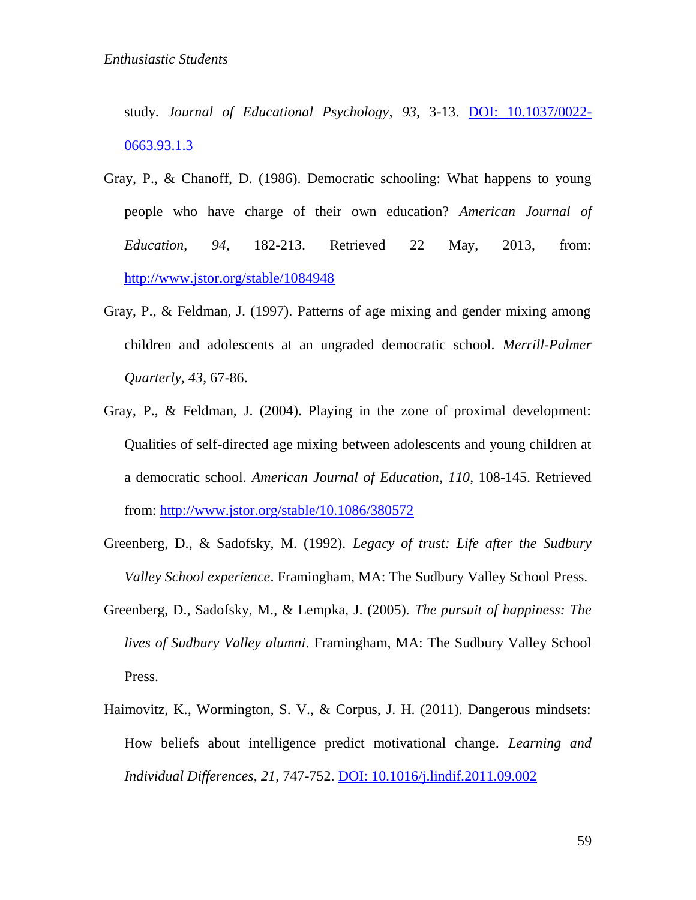study. *Journal of Educational Psychology*, *93*, 3-13. [DOI: 10.1037/0022-0663.93.1.3](https://doi.org/10.1037/0022-0663.93.1.3)

Gray, P., & Chanoff, D. (1986). Democratic schooling: What happens to young people who have charge of their own education? *American Journal of Education*, *94*, 182-213. Retrieved 22 May, 2013, from: [http://www.jstor.org/stable/1084948](http://www.jstor.org/stable/1084948)

Gray, P., & Feldman, J. (1997). Patterns of age mixing and gender mixing among children and adolescents at an ungraded democratic school. *Merrill-Palmer Quarterly*, *43*, 67-86.

Gray, P., & Feldman, J. (2004). Playing in the zone of proximal development: Qualities of self-directed age mixing between adolescents and young children at a democratic school. *American Journal of Education*, *110*, 108-145. Retrieved from: [http://www.jstor.org/stable/10.1086/380572](http://www.jstor.org/stable/10.1086/380572)

Greenberg, D., & Sadofsky, M. (1992). *Legacy of trust: Life after the Sudbury Valley School experience*. Framingham, MA: The Sudbury Valley School Press.

Greenberg, D., Sadofsky, M., & Lempka, J. (2005). *The pursuit of happiness: The lives of Sudbury Valley alumni*. Framingham, MA: The Sudbury Valley School Press.

Haimovitz, K., Wormington, S. V., & Corpus, J. H. (2011). Dangerous mindsets: How beliefs about intelligence predict motivational change. *Learning and Individual Differences*, *21*, 747-752. [DOI: 10.1016/j.lindif.2011.09.002](https://doi.org/10.1016/j.lindif.2011.09.002)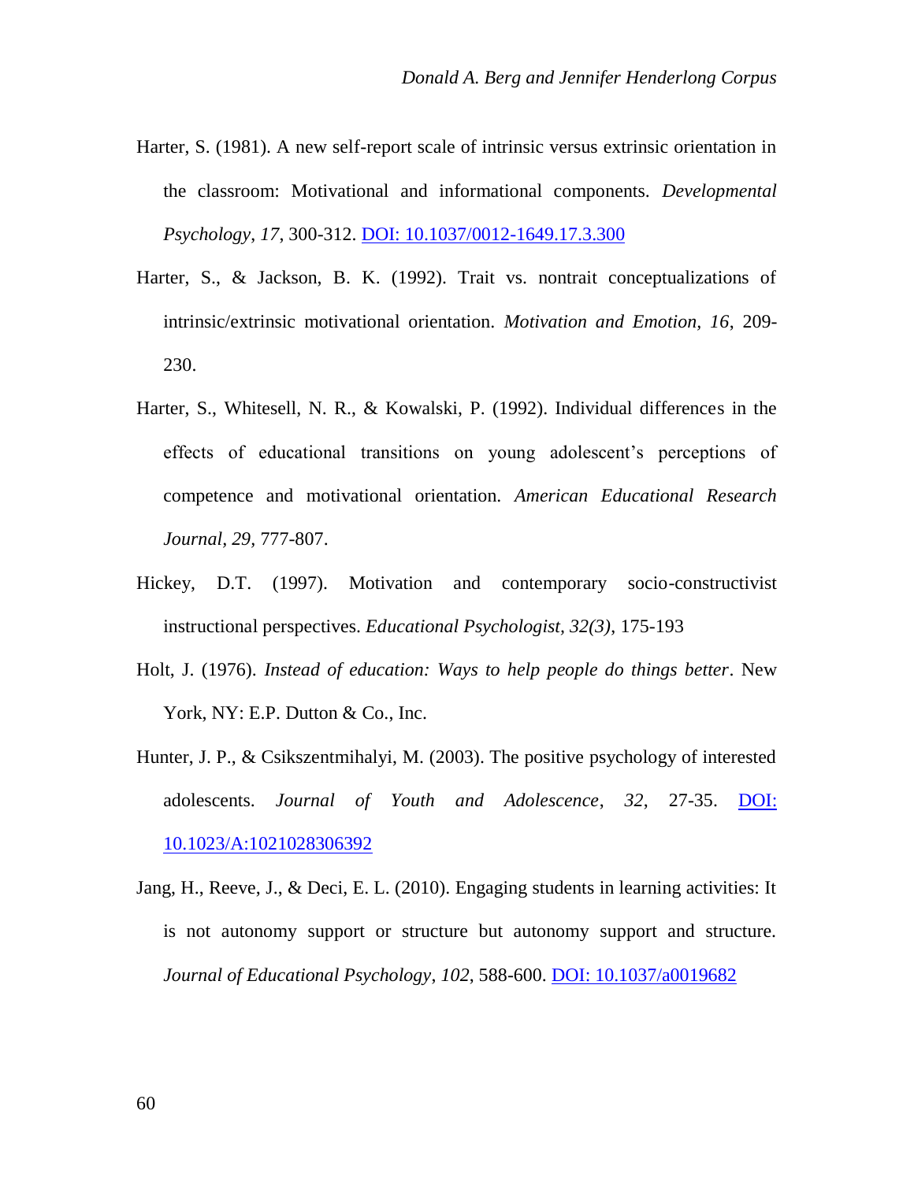Harter, S. (1981). A new self-report scale of intrinsic versus extrinsic orientation in the classroom: Motivational and informational components. *Developmental Psychology, 17*, 300-312. [DOI: 10.1037/0012-1649.17.3.300](https://doi.org/10.1037/0012-1649.17.3.300)

Harter, S., & Jackson, B. K. (1992). Trait vs. nontrait conceptualizations of intrinsic/extrinsic motivational orientation. *Motivation and Emotion, 16*, 209-230.

Harter, S., Whitesell, N. R., & Kowalski, P. (1992). Individual differences in the effects of educational transitions on young adolescent's perceptions of competence and motivational orientation. *American Educational Research Journal, 29*, 777-807.

Hickey, D.T. (1997). Motivation and contemporary socio-constructivist instructional perspectives. *Educational Psychologist, 32(3)*, 175-193

Holt, J. (1976). *Instead of education: Ways to help people do things better*. New York, NY: E.P. Dutton & Co., Inc.

Hunter, J. P., & Csikszentmihalyi, M. (2003). The positive psychology of interested adolescents. *Journal of Youth and Adolescence*, *32*, 27-35. [DOI: 10.1023/A:1021028306392](https://doi.org/10.1023/A:1021028306392)

Jang, H., Reeve, J., & Deci, E. L. (2010). Engaging students in learning activities: It is not autonomy support or structure but autonomy support and structure. *Journal of Educational Psychology*, *102*, 588-600. [DOI: 10.1037/a0019682](https://doi.org/10.1037/a0019682)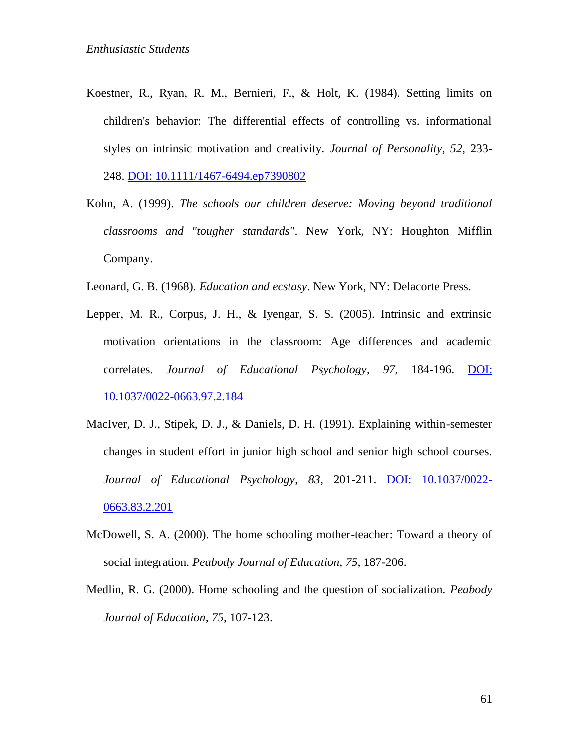Koestner, R., Ryan, R. M., Bernieri, F., & Holt, K. (1984). Setting limits on children's behavior: The differential effects of controlling vs. informational styles on intrinsic motivation and creativity. *Journal of Personality*, *52*, 233-248. [DOI: 10.1111/1467-6494.ep7390802](https://doi.org/10.1111/1467-6494.ep7390802)

Kohn, A. (1999). *The schools our children deserve: Moving beyond traditional classrooms and "tougher standards"*. New York, NY: Houghton Mifflin Company.

Leonard, G. B. (1968). *Education and ecstasy*. New York, NY: Delacorte Press.

Lepper, M. R., Corpus, J. H., & Iyengar, S. S. (2005). Intrinsic and extrinsic motivation orientations in the classroom: Age differences and academic correlates. *Journal of Educational Psychology*, *97*, 184-196. [DOI: 10.1037/0022-0663.97.2.184](https://doi.org/10.1037/0022-0663.97.2.184)

MacIver, D. J., Stipek, D. J., & Daniels, D. H. (1991). Explaining within-semester changes in student effort in junior high school and senior high school courses. *Journal of Educational Psychology*, *83*, 201-211. [DOI: 10.1037/0022-0663.83.2.201](https://doi.org/10.1037/0022-0663.83.2.201)

McDowell, S. A. (2000). The home schooling mother-teacher: Toward a theory of social integration. *Peabody Journal of Education*, *75*, 187-206.

Medlin, R. G. (2000). Home schooling and the question of socialization. *Peabody Journal of Education*, *75*, 107-123.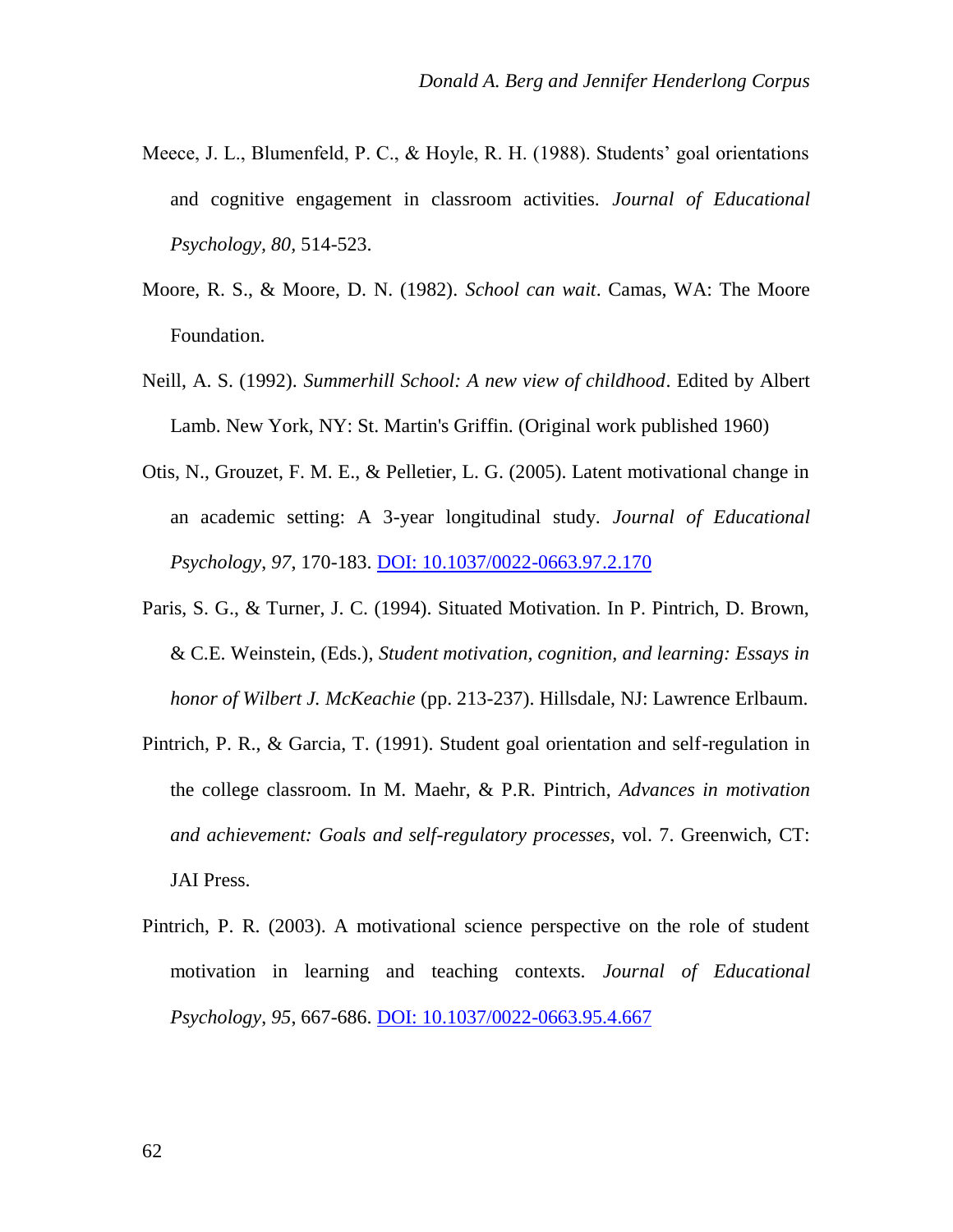Meece, J. L., Blumenfeld, P. C., & Hoyle, R. H. (1988). Students' goal orientations and cognitive engagement in classroom activities. *Journal of Educational Psychology, 80,* 514-523.

Moore, R. S., & Moore, D. N. (1982). *School can wait*. Camas, WA: The Moore Foundation.

Neill, A. S. (1992). *Summerhill School: A new view of childhood*. Edited by Albert Lamb. New York, NY: St. Martin's Griffin. (Original work published 1960)

Otis, N., Grouzet, F. M. E., & Pelletier, L. G. (2005). Latent motivational change in an academic setting: A 3-year longitudinal study. *Journal of Educational Psychology*, *97*, 170-183. DOI: 10.1037/0022-0663.97.2.170

Paris, S. G., & Turner, J. C. (1994). Situated Motivation. In P. Pintrich, D. Brown, & C.E. Weinstein, (Eds.), *Student motivation, cognition, and learning: Essays in honor of Wilbert J. McKeachie* (pp. 213-237). Hillsdale, NJ: Lawrence Erlbaum.

Pintrich, P. R., & Garcia, T. (1991). Student goal orientation and self-regulation in the college classroom. In M. Maehr, & P.R. Pintrich, *Advances in motivation and achievement: Goals and self-regulatory processes*, vol. 7. Greenwich, CT: JAI Press.

Pintrich, P. R. (2003). A motivational science perspective on the role of student motivation in learning and teaching contexts. *Journal of Educational Psychology*, *95*, 667-686. DOI: 10.1037/0022-0663.95.4.667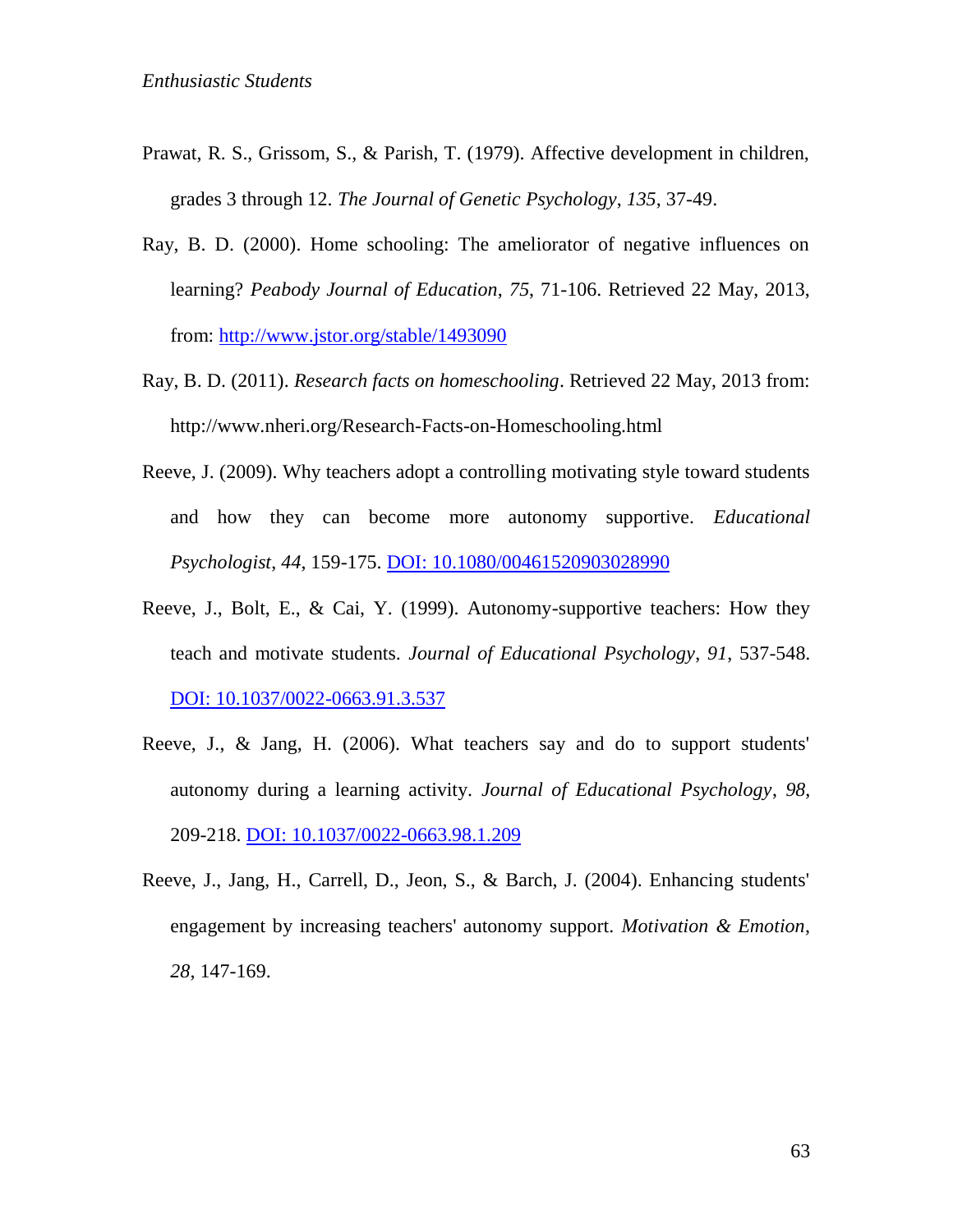Prawat, R. S., Grissom, S., & Parish, T. (1979). Affective development in children, grades 3 through 12. *The Journal of Genetic Psychology*, *135*, 37-49.

Ray, B. D. (2000). Home schooling: The ameliorator of negative influences on learning? *Peabody Journal of Education*, *75*, 71-106. Retrieved 22 May, 2013, from: http://www.jstor.org/stable/1493090

Ray, B. D. (2011). *Research facts on homeschooling*. Retrieved 22 May, 2013 from: http://www.nheri.org/Research-Facts-on-Homeschooling.html

Reeve, J. (2009). Why teachers adopt a controlling motivating style toward students and how they can become more autonomy supportive. *Educational Psychologist*, *44*, 159-175. DOI: 10.1080/00461520903028990

Reeve, J., Bolt, E., & Cai, Y. (1999). Autonomy-supportive teachers: How they teach and motivate students. *Journal of Educational Psychology*, *91*, 537-548. DOI: 10.1037/0022-0663.91.3.537

Reeve, J., & Jang, H. (2006). What teachers say and do to support students' autonomy during a learning activity. *Journal of Educational Psychology*, *98*, 209-218. DOI: 10.1037/0022-0663.98.1.209

Reeve, J., Jang, H., Carrell, D., Jeon, S., & Barch, J. (2004). Enhancing students' engagement by increasing teachers' autonomy support. *Motivation & Emotion*, *28*, 147-169.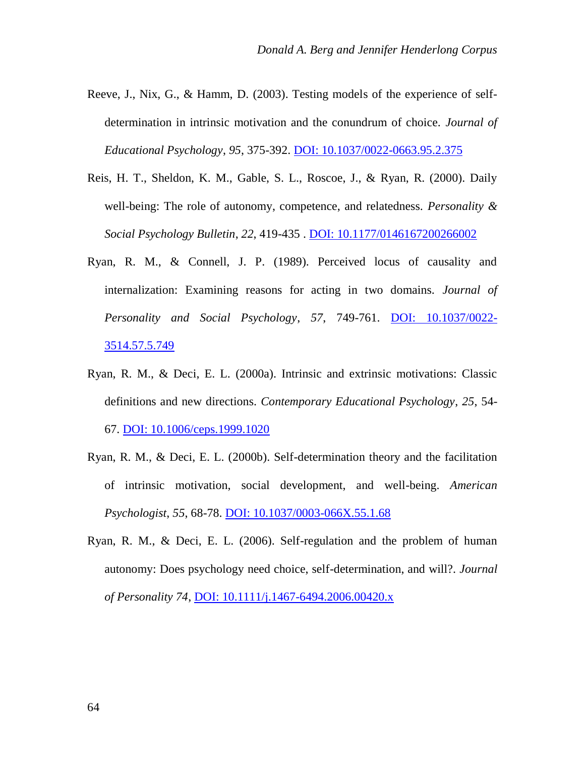Reeve, J., Nix, G., & Hamm, D. (2003). Testing models of the experience of self-determination in intrinsic motivation and the conundrum of choice. *Journal of Educational Psychology*, *95*, 375-392. DOI: 10.1037/0022-0663.95.2.375

Reis, H. T., Sheldon, K. M., Gable, S. L., Roscoe, J., & Ryan, R. (2000). Daily well-being: The role of autonomy, competence, and relatedness. *Personality & Social Psychology Bulletin*, *22*, 419-435 . DOI: 10.1177/0146167200266002

Ryan, R. M., & Connell, J. P. (1989). Perceived locus of causality and internalization: Examining reasons for acting in two domains. *Journal of Personality and Social Psychology*, *57*, 749-761. DOI: 10.1037/0022-3514.57.5.749

Ryan, R. M., & Deci, E. L. (2000a). Intrinsic and extrinsic motivations: Classic definitions and new directions. *Contemporary Educational Psychology*, *25*, 54-67. DOI: 10.1006/ceps.1999.1020

Ryan, R. M., & Deci, E. L. (2000b). Self-determination theory and the facilitation of intrinsic motivation, social development, and well-being. *American Psychologist*, *55*, 68-78. DOI: 10.1037/0003-066X.55.1.68

Ryan, R. M., & Deci, E. L. (2006). Self-regulation and the problem of human autonomy: Does psychology need choice, self-determination, and will?. *Journal of Personality 74*, DOI: 10.1111/j.1467-6494.2006.00420.x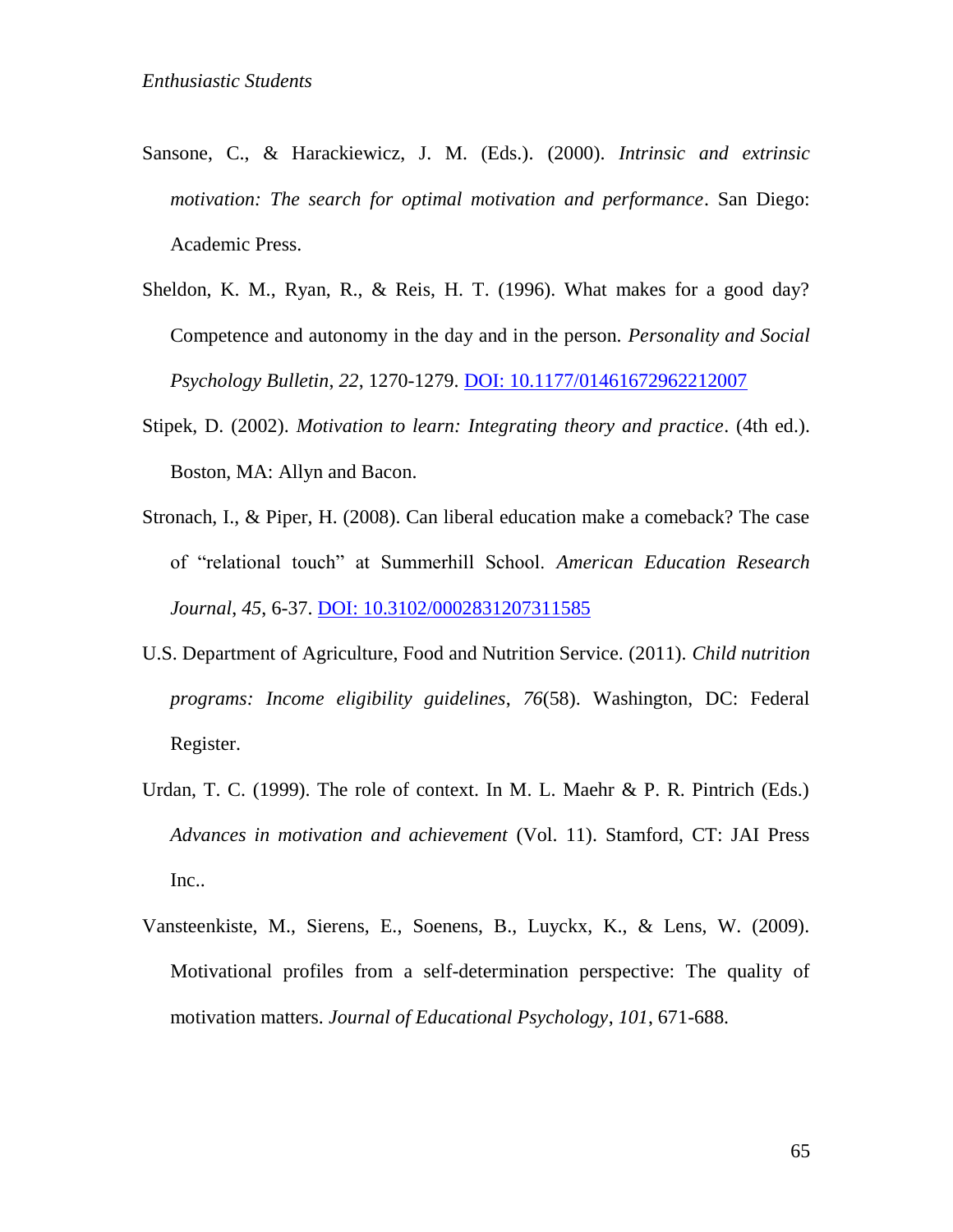Sansone, C., & Harackiewicz, J. M. (Eds.). (2000). *Intrinsic and extrinsic motivation: The search for optimal motivation and performance*. San Diego: Academic Press.

Sheldon, K. M., Ryan, R., & Reis, H. T. (1996). What makes for a good day? Competence and autonomy in the day and in the person. *Personality and Social Psychology Bulletin*, *22*, 1270-1279. [DOI: 10.1177/01461672962212007](https://doi.org/10.1177/01461672962212007)

Stipek, D. (2002). *Motivation to learn: Integrating theory and practice*. (4th ed.). Boston, MA: Allyn and Bacon.

Stronach, I., & Piper, H. (2008). Can liberal education make a comeback? The case of "relational touch" at Summerhill School. *American Education Research Journal*, *45*, 6-37. [DOI: 10.3102/0002831207311585](https://doi.org/10.3102/0002831207311585)

U.S. Department of Agriculture, Food and Nutrition Service. (2011). *Child nutrition programs: Income eligibility guidelines*, *76*(58). Washington, DC: Federal Register.

Urdan, T. C. (1999). The role of context. In M. L. Maehr & P. R. Pintrich (Eds.) *Advances in motivation and achievement* (Vol. 11). Stamford, CT: JAI Press Inc..

Vansteenkiste, M., Sierens, E., Soenens, B., Luyckx, K., & Lens, W. (2009). Motivational profiles from a self-determination perspective: The quality of motivation matters. *Journal of Educational Psychology*, *101*, 671-688.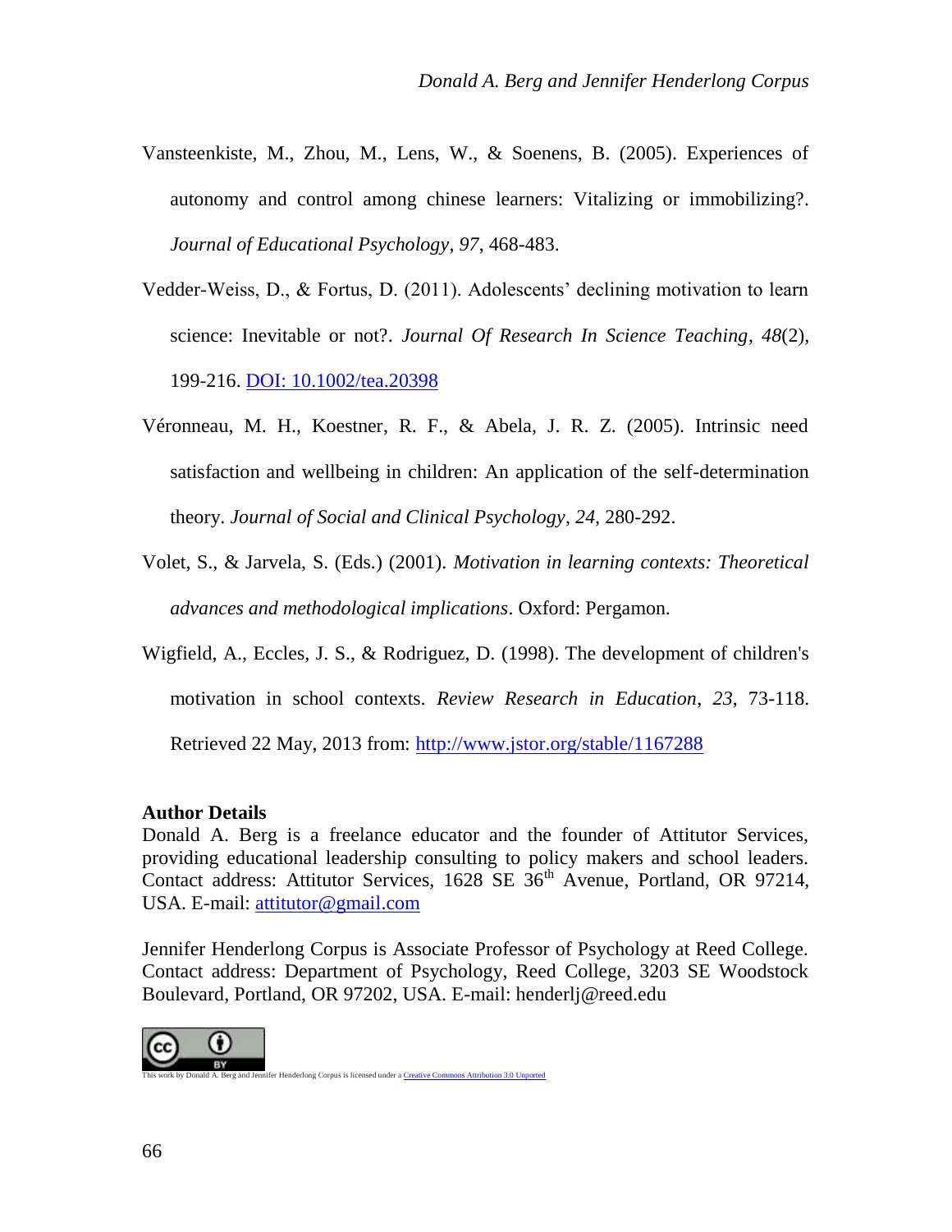Vansteenkiste, M., Zhou, M., Lens, W., & Soenens, B. (2005). Experiences of autonomy and control among chinese learners: Vitalizing or immobilizing?. *Journal of Educational Psychology*, *97*, 468-483.

Vedder-Weiss, D., & Fortus, D. (2011). Adolescents' declining motivation to learn science: Inevitable or not?. *Journal Of Research In Science Teaching*, *48*(2), 199-216. [DOI: 10.1002/tea.20398](https://doi.org/10.1002/tea.20398)

Véronneau, M. H., Koestner, R. F., & Abela, J. R. Z. (2005). Intrinsic need satisfaction and wellbeing in children: An application of the self-determination theory. *Journal of Social and Clinical Psychology*, *24*, 280-292.

Volet, S., & Jarvela, S. (Eds.) (2001). *Motivation in learning contexts: Theoretical advances and methodological implications*. Oxford: Pergamon.

Wigfield, A., Eccles, J. S., & Rodriguez, D. (1998). The development of children's motivation in school contexts. *Review Research in Education*, *23*, 73-118. Retrieved 22 May, 2013 from: [http://www.jstor.org/stable/1167288](http://www.jstor.org/stable/1167288)

**Author Details**

Donald A. Berg is a freelance educator and the founder of Attitutor Services, providing educational leadership consulting to policy makers and school leaders. Contact address: Attitutor Services, 1628 SE 36th Avenue, Portland, OR 97214, USA. E-mail: [attitutor@gmail.com](mailto:attitutor@gmail.com)

Jennifer Henderlong Corpus is Associate Professor of Psychology at Reed College. Contact address: Department of Psychology, Reed College, 3203 SE Woodstock Boulevard, Portland, OR 97202, USA. E-mail: henderlj@reed.edu

This work by Donald A. Berg and Jennifer Henderlong Corpus is licensed under a Creative Commons Attribution 3.0 Unported